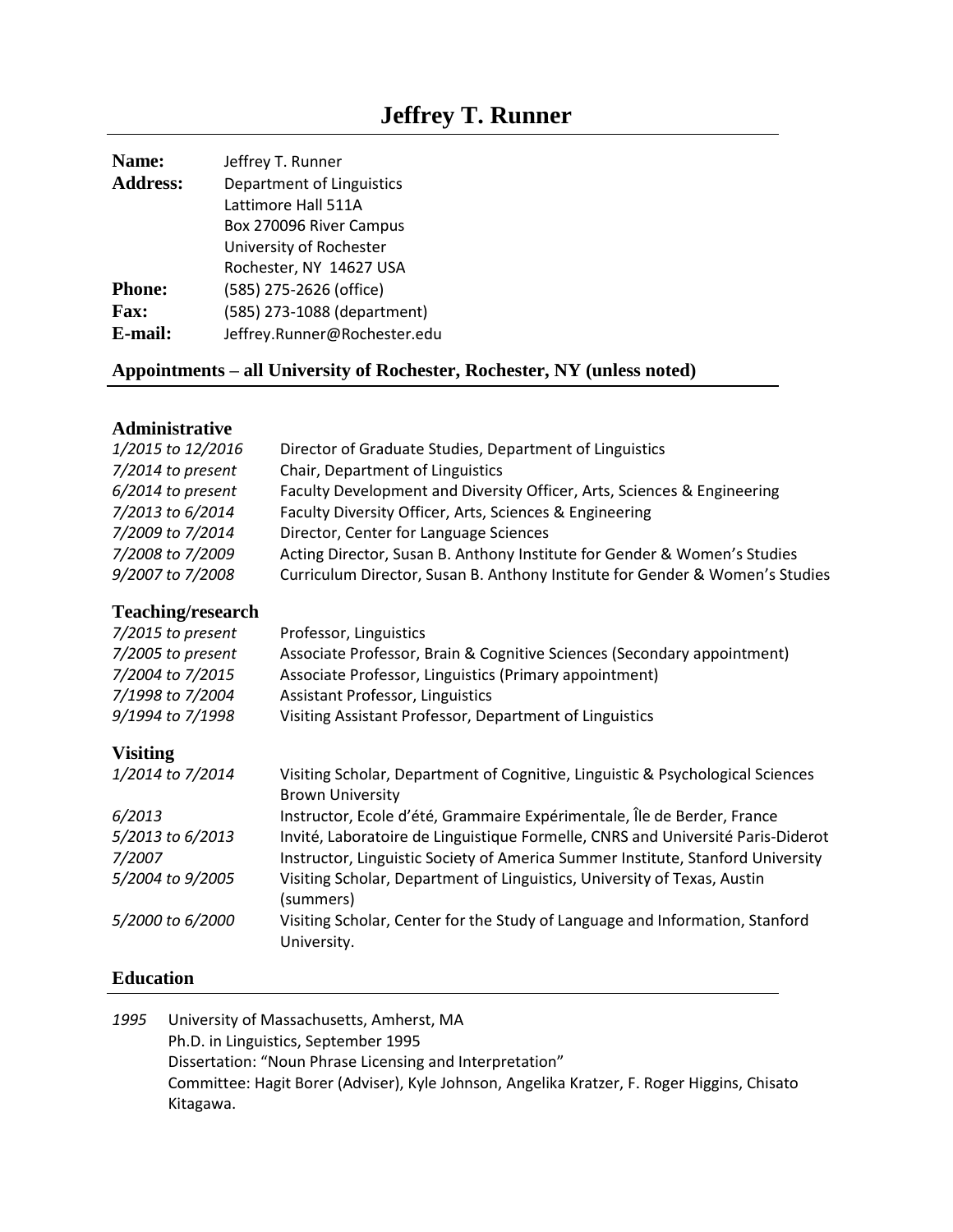# Jeffrey T. Runner

**Name:** Jeffrey T. Runner

**Address:** Department of Linguistics
Lattimore Hall 511A
Box 270096 River Campus
University of Rochester
Rochester, NY 14627 USA

**Phone:** (585) 275-2626 (office)

**Fax:** (585) 273-1088 (department)

**E-mail:** Jeffrey.Runner@Rochester.edu

## Appointments – all University of Rochester, Rochester, NY (unless noted)

### Administrative

*1/2015 to 12/2016* Director of Graduate Studies, Department of Linguistics

*7/2014 to present* Chair, Department of Linguistics

*6/2014 to present* Faculty Development and Diversity Officer, Arts, Sciences & Engineering

*7/2013 to 6/2014* Faculty Diversity Officer, Arts, Sciences & Engineering

*7/2009 to 7/2014* Director, Center for Language Sciences

*7/2008 to 7/2009* Acting Director, Susan B. Anthony Institute for Gender & Women's Studies

*9/2007 to 7/2008* Curriculum Director, Susan B. Anthony Institute for Gender & Women's Studies

### Teaching/research

*7/2015 to present* Professor, Linguistics

*7/2005 to present* Associate Professor, Brain & Cognitive Sciences (Secondary appointment)

*7/2004 to 7/2015* Associate Professor, Linguistics (Primary appointment)

*7/1998 to 7/2004* Assistant Professor, Linguistics

*9/1994 to 7/1998* Visiting Assistant Professor, Department of Linguistics

### Visiting

*1/2014 to 7/2014* Visiting Scholar, Department of Cognitive, Linguistic & Psychological Sciences Brown University

*6/2013* Instructor, Ecole d'été, Grammaire Expérimentale, Île de Berder, France

*5/2013 to 6/2013* Invité, Laboratoire de Linguistique Formelle, CNRS and Université Paris-Diderot

*7/2007* Instructor, Linguistic Society of America Summer Institute, Stanford University

*5/2004 to 9/2005* Visiting Scholar, Department of Linguistics, University of Texas, Austin (summers)

*5/2000 to 6/2000* Visiting Scholar, Center for the Study of Language and Information, Stanford University.

## Education

*1995* University of Massachusetts, Amherst, MA
Ph.D. in Linguistics, September 1995
Dissertation: "Noun Phrase Licensing and Interpretation"
Committee: Hagit Borer (Adviser), Kyle Johnson, Angelika Kratzer, F. Roger Higgins, Chisato Kitagawa.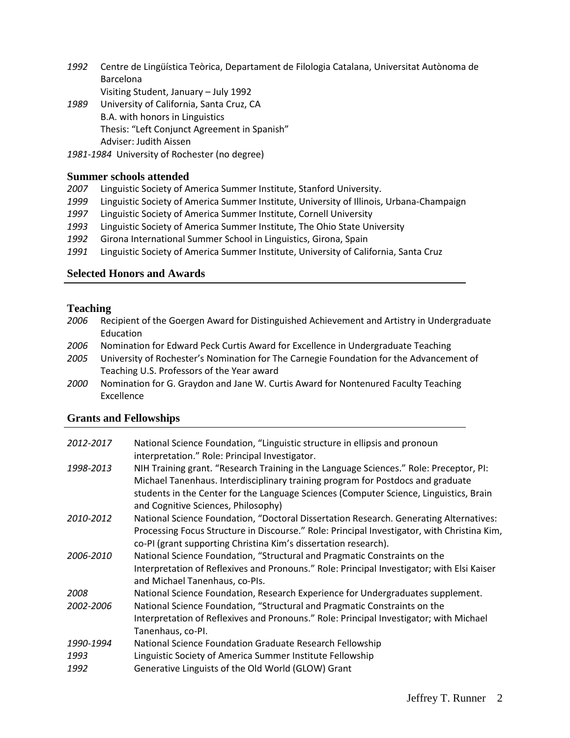*1992* Centre de Lingüística Teòrica, Departament de Filologia Catalana, Universitat Autònoma de Barcelona
Visiting Student, January – July 1992

*1989* University of California, Santa Cruz, CA
B.A. with honors in Linguistics
Thesis: "Left Conjunct Agreement in Spanish"
Adviser: Judith Aissen

*1981-1984* University of Rochester (no degree)

### Summer schools attended

*2007* Linguistic Society of America Summer Institute, Stanford University.
*1999* Linguistic Society of America Summer Institute, University of Illinois, Urbana-Champaign
*1997* Linguistic Society of America Summer Institute, Cornell University
*1993* Linguistic Society of America Summer Institute, The Ohio State University
*1992* Girona International Summer School in Linguistics, Girona, Spain
*1991* Linguistic Society of America Summer Institute, University of California, Santa Cruz

## Selected Honors and Awards

### Teaching

*2006* Recipient of the Goergen Award for Distinguished Achievement and Artistry in Undergraduate Education
*2006* Nomination for Edward Peck Curtis Award for Excellence in Undergraduate Teaching
*2005* University of Rochester's Nomination for The Carnegie Foundation for the Advancement of Teaching U.S. Professors of the Year award
*2000* Nomination for G. Graydon and Jane W. Curtis Award for Nontenured Faculty Teaching Excellence

## Grants and Fellowships

*2012-2017* National Science Foundation, "Linguistic structure in ellipsis and pronoun interpretation." Role: Principal Investigator.

*1998-2013* NIH Training grant. "Research Training in the Language Sciences." Role: Preceptor, PI: Michael Tanenhaus. Interdisciplinary training program for Postdocs and graduate students in the Center for the Language Sciences (Computer Science, Linguistics, Brain and Cognitive Sciences, Philosophy)

*2010-2012* National Science Foundation, "Doctoral Dissertation Research. Generating Alternatives: Processing Focus Structure in Discourse." Role: Principal Investigator, with Christina Kim, co-PI (grant supporting Christina Kim's dissertation research).

*2006-2010* National Science Foundation, "Structural and Pragmatic Constraints on the Interpretation of Reflexives and Pronouns." Role: Principal Investigator; with Elsi Kaiser and Michael Tanenhaus, co-PIs.

*2008* National Science Foundation, Research Experience for Undergraduates supplement.

*2002-2006* National Science Foundation, "Structural and Pragmatic Constraints on the Interpretation of Reflexives and Pronouns." Role: Principal Investigator; with Michael Tanenhaus, co-PI.

*1990-1994* National Science Foundation Graduate Research Fellowship

*1993* Linguistic Society of America Summer Institute Fellowship

*1992* Generative Linguists of the Old World (GLOW) Grant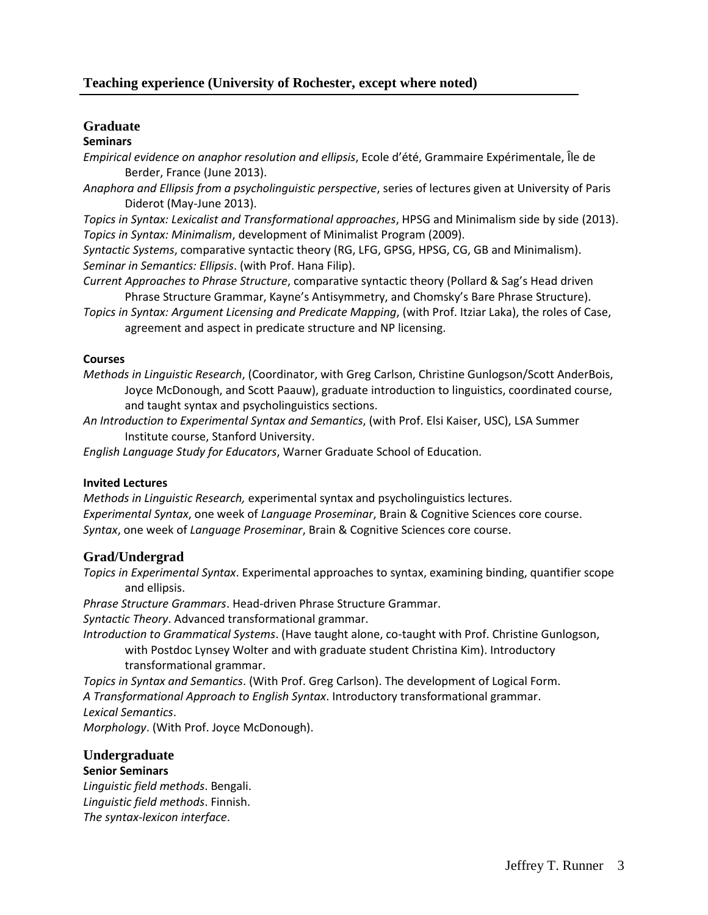## Teaching experience (University of Rochester, except where noted)

### Graduate

**Seminars**

*Empirical evidence on anaphor resolution and ellipsis*, Ecole d'été, Grammaire Expérimentale, Île de Berder, France (June 2013).

*Anaphora and Ellipsis from a psycholinguistic perspective*, series of lectures given at University of Paris Diderot (May-June 2013).

*Topics in Syntax: Lexicalist and Transformational approaches*, HPSG and Minimalism side by side (2013).

*Topics in Syntax: Minimalism*, development of Minimalist Program (2009).

*Syntactic Systems*, comparative syntactic theory (RG, LFG, GPSG, HPSG, CG, GB and Minimalism).

*Seminar in Semantics: Ellipsis*. (with Prof. Hana Filip).

*Current Approaches to Phrase Structure*, comparative syntactic theory (Pollard & Sag's Head driven Phrase Structure Grammar, Kayne's Antisymmetry, and Chomsky's Bare Phrase Structure).

*Topics in Syntax: Argument Licensing and Predicate Mapping*, (with Prof. Itziar Laka), the roles of Case, agreement and aspect in predicate structure and NP licensing.

**Courses**

*Methods in Linguistic Research*, (Coordinator, with Greg Carlson, Christine Gunlogson/Scott AnderBois, Joyce McDonough, and Scott Paauw), graduate introduction to linguistics, coordinated course, and taught syntax and psycholinguistics sections.

*An Introduction to Experimental Syntax and Semantics*, (with Prof. Elsi Kaiser, USC), LSA Summer Institute course, Stanford University.

*English Language Study for Educators*, Warner Graduate School of Education.

**Invited Lectures**

*Methods in Linguistic Research,* experimental syntax and psycholinguistics lectures.

*Experimental Syntax*, one week of *Language Proseminar*, Brain & Cognitive Sciences core course.

*Syntax*, one week of *Language Proseminar*, Brain & Cognitive Sciences core course.

### Grad/Undergrad

*Topics in Experimental Syntax*. Experimental approaches to syntax, examining binding, quantifier scope and ellipsis.

*Phrase Structure Grammars*. Head-driven Phrase Structure Grammar.

*Syntactic Theory*. Advanced transformational grammar.

*Introduction to Grammatical Systems*. (Have taught alone, co-taught with Prof. Christine Gunlogson, with Postdoc Lynsey Wolter and with graduate student Christina Kim). Introductory transformational grammar.

*Topics in Syntax and Semantics*. (With Prof. Greg Carlson). The development of Logical Form.

*A Transformational Approach to English Syntax*. Introductory transformational grammar.

*Lexical Semantics*.

*Morphology*. (With Prof. Joyce McDonough).

### Undergraduate

**Senior Seminars**

*Linguistic field methods*. Bengali.

*Linguistic field methods*. Finnish.

*The syntax-lexicon interface*.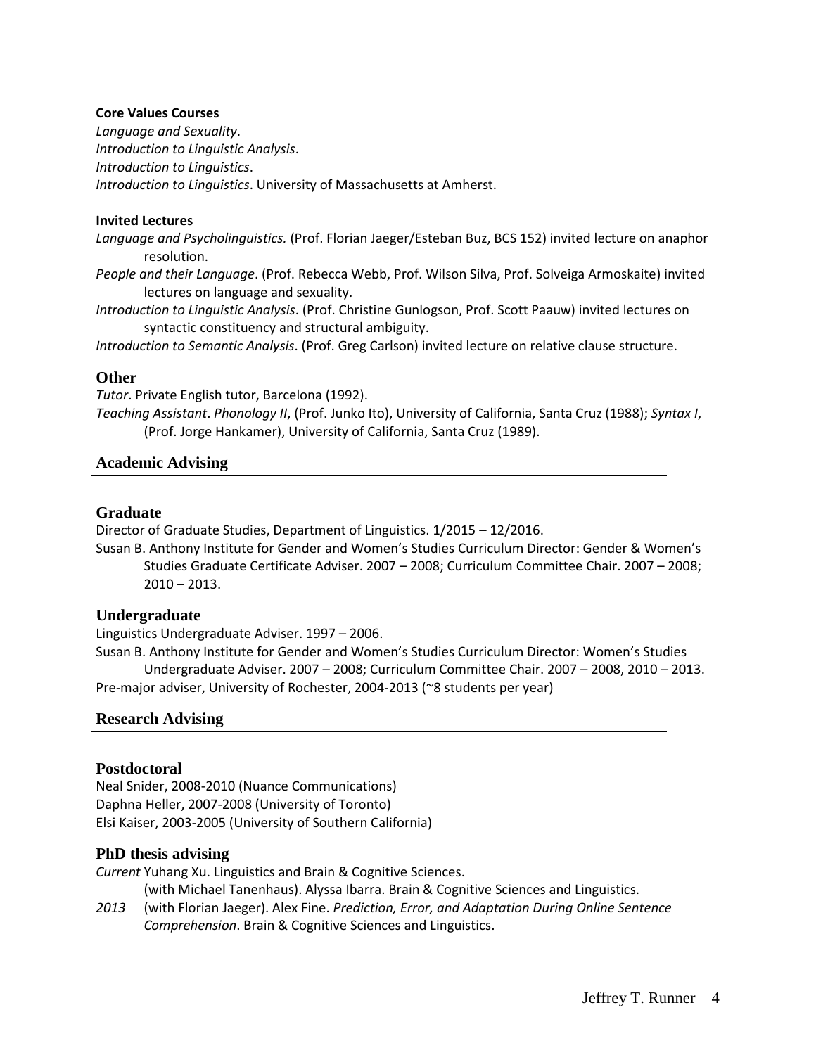**Core Values Courses**

*Language and Sexuality*.
*Introduction to Linguistic Analysis*.
*Introduction to Linguistics*.
*Introduction to Linguistics*. University of Massachusetts at Amherst.

**Invited Lectures**

*Language and Psycholinguistics.* (Prof. Florian Jaeger/Esteban Buz, BCS 152) invited lecture on anaphor resolution.
*People and their Language*. (Prof. Rebecca Webb, Prof. Wilson Silva, Prof. Solveiga Armoskaite) invited lectures on language and sexuality.
*Introduction to Linguistic Analysis*. (Prof. Christine Gunlogson, Prof. Scott Paauw) invited lectures on syntactic constituency and structural ambiguity.
*Introduction to Semantic Analysis*. (Prof. Greg Carlson) invited lecture on relative clause structure.

### Other

*Tutor*. Private English tutor, Barcelona (1992).
*Teaching Assistant*. *Phonology II*, (Prof. Junko Ito), University of California, Santa Cruz (1988); *Syntax I*, (Prof. Jorge Hankamer), University of California, Santa Cruz (1989).

## Academic Advising

### Graduate

Director of Graduate Studies, Department of Linguistics. 1/2015 – 12/2016.
Susan B. Anthony Institute for Gender and Women's Studies Curriculum Director: Gender & Women's Studies Graduate Certificate Adviser. 2007 – 2008; Curriculum Committee Chair. 2007 – 2008; 2010 – 2013.

### Undergraduate

Linguistics Undergraduate Adviser. 1997 – 2006.
Susan B. Anthony Institute for Gender and Women's Studies Curriculum Director: Women's Studies Undergraduate Adviser. 2007 – 2008; Curriculum Committee Chair. 2007 – 2008, 2010 – 2013.
Pre-major adviser, University of Rochester, 2004-2013 (~8 students per year)

## Research Advising

### Postdoctoral

Neal Snider, 2008-2010 (Nuance Communications)
Daphna Heller, 2007-2008 (University of Toronto)
Elsi Kaiser, 2003-2005 (University of Southern California)

### PhD thesis advising

*Current* Yuhang Xu. Linguistics and Brain & Cognitive Sciences.
(with Michael Tanenhaus). Alyssa Ibarra. Brain & Cognitive Sciences and Linguistics.
*2013* (with Florian Jaeger). Alex Fine. *Prediction, Error, and Adaptation During Online Sentence Comprehension*. Brain & Cognitive Sciences and Linguistics.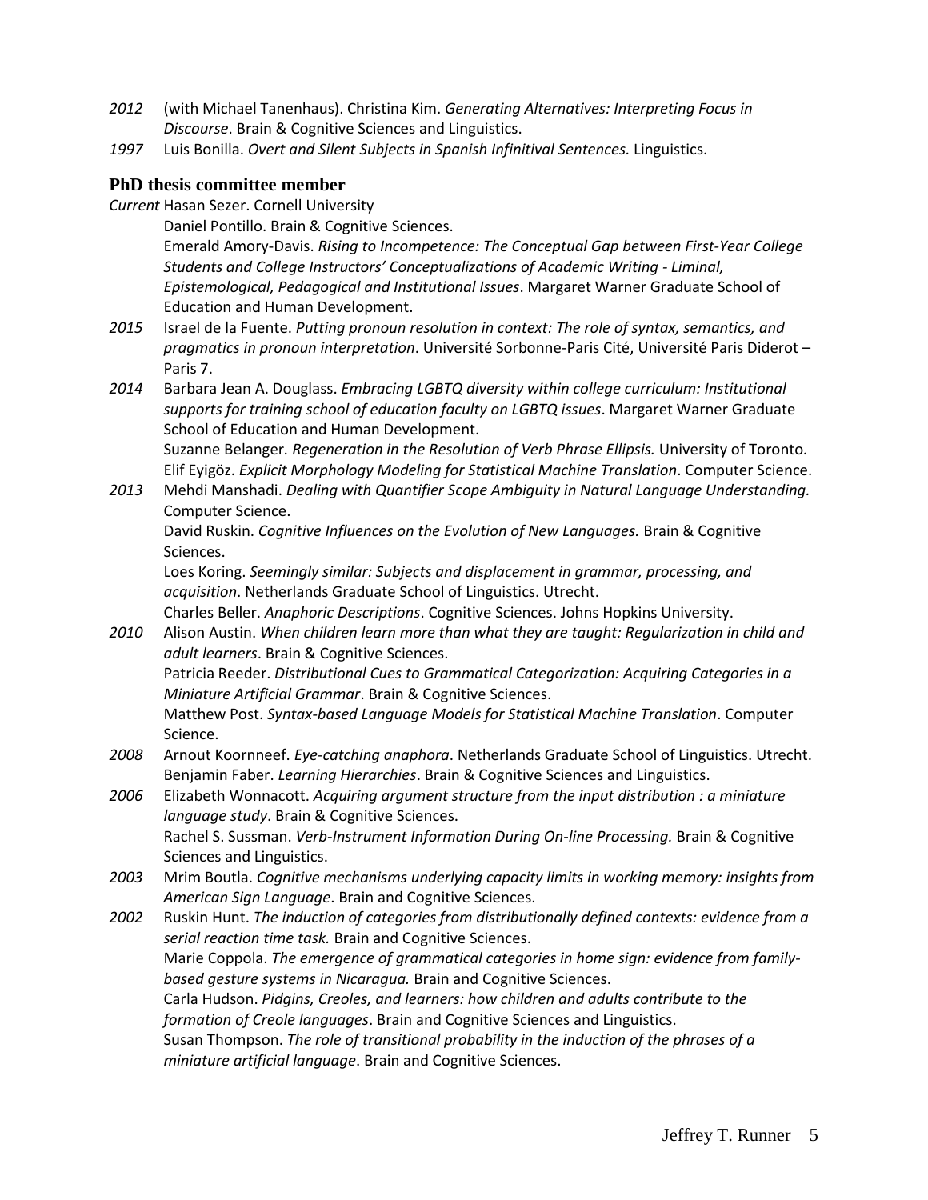*2012* (with Michael Tanenhaus). Christina Kim. *Generating Alternatives: Interpreting Focus in Discourse*. Brain & Cognitive Sciences and Linguistics.

*1997* Luis Bonilla. *Overt and Silent Subjects in Spanish Infinitival Sentences.* Linguistics.

### PhD thesis committee member

*Current* Hasan Sezer. Cornell University

Daniel Pontillo. Brain & Cognitive Sciences.

Emerald Amory-Davis. *Rising to Incompetence: The Conceptual Gap between First-Year College Students and College Instructors' Conceptualizations of Academic Writing - Liminal, Epistemological, Pedagogical and Institutional Issues*. Margaret Warner Graduate School of Education and Human Development.

*2015* Israel de la Fuente. *Putting pronoun resolution in context: The role of syntax, semantics, and pragmatics in pronoun interpretation*. Université Sorbonne-Paris Cité, Université Paris Diderot – Paris 7.

*2014* Barbara Jean A. Douglass. *Embracing LGBTQ diversity within college curriculum: Institutional supports for training school of education faculty on LGBTQ issues*. Margaret Warner Graduate School of Education and Human Development.

Suzanne Belanger*. Regeneration in the Resolution of Verb Phrase Ellipsis.* University of Toronto.

Elif Eyigöz. *Explicit Morphology Modeling for Statistical Machine Translation*. Computer Science.

*2013* Mehdi Manshadi. *Dealing with Quantifier Scope Ambiguity in Natural Language Understanding.* Computer Science.

David Ruskin. *Cognitive Influences on the Evolution of New Languages.* Brain & Cognitive Sciences.

Loes Koring. *Seemingly similar: Subjects and displacement in grammar, processing, and acquisition*. Netherlands Graduate School of Linguistics. Utrecht.

Charles Beller. *Anaphoric Descriptions*. Cognitive Sciences. Johns Hopkins University.

*2010* Alison Austin. *When children learn more than what they are taught: Regularization in child and adult learners*. Brain & Cognitive Sciences.

Patricia Reeder. *Distributional Cues to Grammatical Categorization: Acquiring Categories in a Miniature Artificial Grammar*. Brain & Cognitive Sciences.

Matthew Post. *Syntax-based Language Models for Statistical Machine Translation*. Computer Science.

*2008* Arnout Koornneef. *Eye-catching anaphora*. Netherlands Graduate School of Linguistics. Utrecht.

Benjamin Faber. *Learning Hierarchies*. Brain & Cognitive Sciences and Linguistics.

*2006* Elizabeth Wonnacott. *Acquiring argument structure from the input distribution : a miniature language study*. Brain & Cognitive Sciences.

Rachel S. Sussman. *Verb-Instrument Information During On-line Processing.* Brain & Cognitive Sciences and Linguistics.

*2003* Mrim Boutla. *Cognitive mechanisms underlying capacity limits in working memory: insights from American Sign Language*. Brain and Cognitive Sciences.

*2002* Ruskin Hunt. *The induction of categories from distributionally defined contexts: evidence from a serial reaction time task.* Brain and Cognitive Sciences.

Marie Coppola. *The emergence of grammatical categories in home sign: evidence from family-based gesture systems in Nicaragua.* Brain and Cognitive Sciences.

Carla Hudson. *Pidgins, Creoles, and learners: how children and adults contribute to the formation of Creole languages*. Brain and Cognitive Sciences and Linguistics.

Susan Thompson. *The role of transitional probability in the induction of the phrases of a miniature artificial language*. Brain and Cognitive Sciences.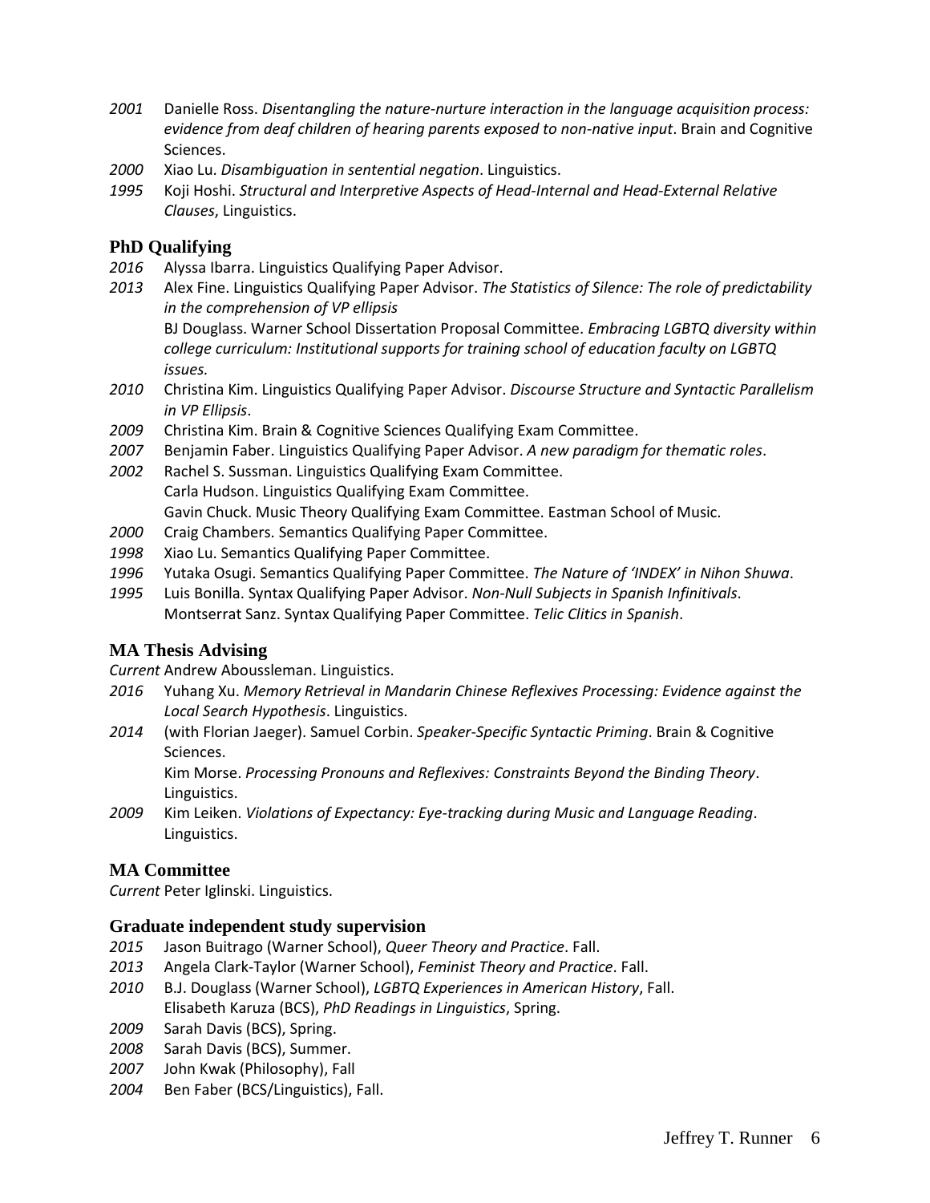*2001* Danielle Ross. *Disentangling the nature-nurture interaction in the language acquisition process: evidence from deaf children of hearing parents exposed to non-native input*. Brain and Cognitive Sciences.

*2000* Xiao Lu. *Disambiguation in sentential negation*. Linguistics.

*1995* Koji Hoshi. *Structural and Interpretive Aspects of Head-Internal and Head-External Relative Clauses*, Linguistics.

### PhD Qualifying

*2016* Alyssa Ibarra. Linguistics Qualifying Paper Advisor.

*2013* Alex Fine. Linguistics Qualifying Paper Advisor. *The Statistics of Silence: The role of predictability in the comprehension of VP ellipsis*
BJ Douglass. Warner School Dissertation Proposal Committee. *Embracing LGBTQ diversity within college curriculum: Institutional supports for training school of education faculty on LGBTQ issues.*

*2010* Christina Kim. Linguistics Qualifying Paper Advisor. *Discourse Structure and Syntactic Parallelism in VP Ellipsis*.

*2009* Christina Kim. Brain & Cognitive Sciences Qualifying Exam Committee.

*2007* Benjamin Faber. Linguistics Qualifying Paper Advisor. *A new paradigm for thematic roles*.

*2002* Rachel S. Sussman. Linguistics Qualifying Exam Committee.
Carla Hudson. Linguistics Qualifying Exam Committee.
Gavin Chuck. Music Theory Qualifying Exam Committee. Eastman School of Music.

*2000* Craig Chambers. Semantics Qualifying Paper Committee.

*1998* Xiao Lu. Semantics Qualifying Paper Committee.

*1996* Yutaka Osugi. Semantics Qualifying Paper Committee. *The Nature of 'INDEX' in Nihon Shuwa*.

*1995* Luis Bonilla. Syntax Qualifying Paper Advisor. *Non-Null Subjects in Spanish Infinitivals*.
Montserrat Sanz. Syntax Qualifying Paper Committee. *Telic Clitics in Spanish*.

### MA Thesis Advising

*Current* Andrew Aboussleman. Linguistics.

*2016* Yuhang Xu. *Memory Retrieval in Mandarin Chinese Reflexives Processing: Evidence against the Local Search Hypothesis*. Linguistics.

*2014* (with Florian Jaeger). Samuel Corbin. *Speaker-Specific Syntactic Priming*. Brain & Cognitive Sciences.
Kim Morse. *Processing Pronouns and Reflexives: Constraints Beyond the Binding Theory*. Linguistics.

*2009* Kim Leiken. *Violations of Expectancy: Eye-tracking during Music and Language Reading*. Linguistics.

### MA Committee

*Current* Peter Iglinski. Linguistics.

### Graduate independent study supervision

*2015* Jason Buitrago (Warner School), *Queer Theory and Practice*. Fall.

*2013* Angela Clark-Taylor (Warner School), *Feminist Theory and Practice*. Fall.

*2010* B.J. Douglass (Warner School), *LGBTQ Experiences in American History*, Fall.
Elisabeth Karuza (BCS), *PhD Readings in Linguistics*, Spring.

*2009* Sarah Davis (BCS), Spring.

*2008* Sarah Davis (BCS), Summer.

*2007* John Kwak (Philosophy), Fall

*2004* Ben Faber (BCS/Linguistics), Fall.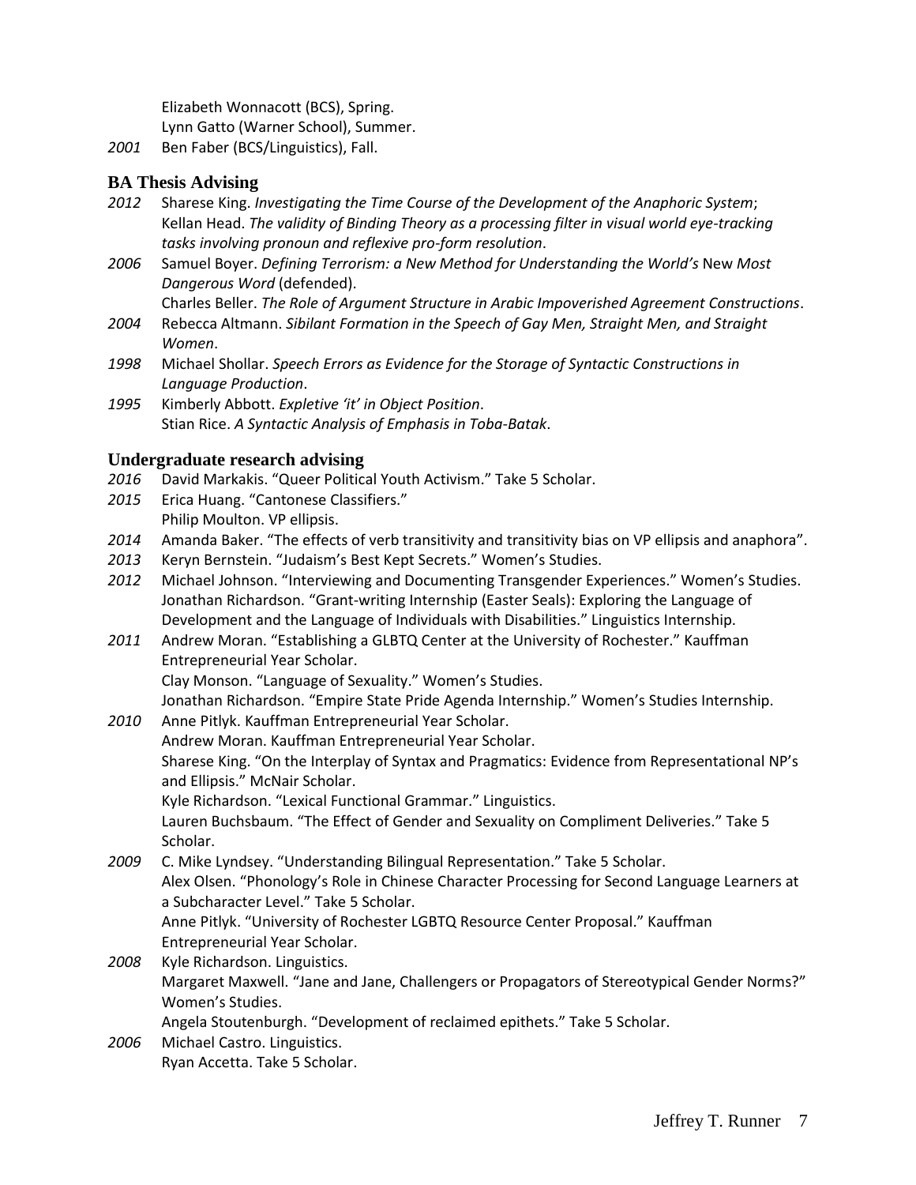Elizabeth Wonnacott (BCS), Spring.
Lynn Gatto (Warner School), Summer.

*2001* Ben Faber (BCS/Linguistics), Fall.

## BA Thesis Advising

*2012* Sharese King. *Investigating the Time Course of the Development of the Anaphoric System*; Kellan Head. *The validity of Binding Theory as a processing filter in visual world eye-tracking tasks involving pronoun and reflexive pro-form resolution*.

*2006* Samuel Boyer. *Defining Terrorism: a New Method for Understanding the World's* New *Most Dangerous Word* (defended).
Charles Beller. *The Role of Argument Structure in Arabic Impoverished Agreement Constructions*.

*2004* Rebecca Altmann. *Sibilant Formation in the Speech of Gay Men, Straight Men, and Straight Women*.

*1998* Michael Shollar. *Speech Errors as Evidence for the Storage of Syntactic Constructions in Language Production*.

*1995* Kimberly Abbott. *Expletive 'it' in Object Position*.
Stian Rice. *A Syntactic Analysis of Emphasis in Toba-Batak*.

## Undergraduate research advising

*2016* David Markakis. "Queer Political Youth Activism." Take 5 Scholar.

*2015* Erica Huang. "Cantonese Classifiers."
Philip Moulton. VP ellipsis.

*2014* Amanda Baker. "The effects of verb transitivity and transitivity bias on VP ellipsis and anaphora".

*2013* Keryn Bernstein. "Judaism's Best Kept Secrets." Women's Studies.

*2012* Michael Johnson. "Interviewing and Documenting Transgender Experiences." Women's Studies.
Jonathan Richardson. "Grant-writing Internship (Easter Seals): Exploring the Language of Development and the Language of Individuals with Disabilities." Linguistics Internship.

*2011* Andrew Moran. "Establishing a GLBTQ Center at the University of Rochester." Kauffman Entrepreneurial Year Scholar.
Clay Monson. "Language of Sexuality." Women's Studies.
Jonathan Richardson. "Empire State Pride Agenda Internship." Women's Studies Internship.

*2010* Anne Pitlyk. Kauffman Entrepreneurial Year Scholar.
Andrew Moran. Kauffman Entrepreneurial Year Scholar.
Sharese King. "On the Interplay of Syntax and Pragmatics: Evidence from Representational NP's and Ellipsis." McNair Scholar.
Kyle Richardson. "Lexical Functional Grammar." Linguistics.
Lauren Buchsbaum. "The Effect of Gender and Sexuality on Compliment Deliveries." Take 5 Scholar.

*2009* C. Mike Lyndsey. "Understanding Bilingual Representation." Take 5 Scholar.
Alex Olsen. "Phonology's Role in Chinese Character Processing for Second Language Learners at a Subcharacter Level." Take 5 Scholar.
Anne Pitlyk. "University of Rochester LGBTQ Resource Center Proposal." Kauffman Entrepreneurial Year Scholar.

*2008* Kyle Richardson. Linguistics.
Margaret Maxwell. "Jane and Jane, Challengers or Propagators of Stereotypical Gender Norms?" Women's Studies.
Angela Stoutenburgh. "Development of reclaimed epithets." Take 5 Scholar.

*2006* Michael Castro. Linguistics.
Ryan Accetta. Take 5 Scholar.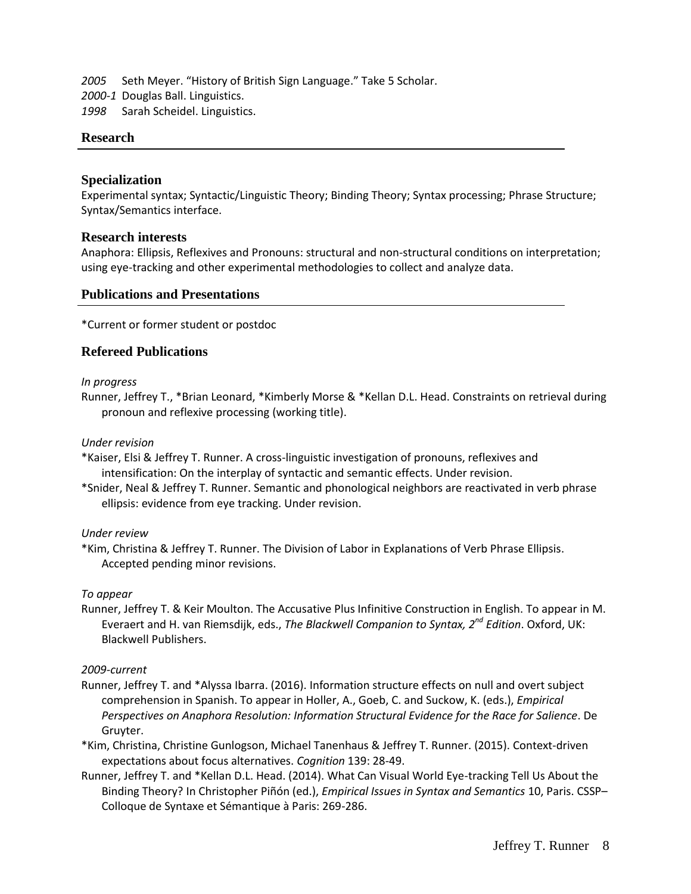*2005* Seth Meyer. "History of British Sign Language." Take 5 Scholar.
*2000-1* Douglas Ball. Linguistics.
*1998* Sarah Scheidel. Linguistics.

## Research

### Specialization

Experimental syntax; Syntactic/Linguistic Theory; Binding Theory; Syntax processing; Phrase Structure; Syntax/Semantics interface.

### Research interests

Anaphora: Ellipsis, Reflexives and Pronouns: structural and non-structural conditions on interpretation; using eye-tracking and other experimental methodologies to collect and analyze data.

## Publications and Presentations

*Current or former student or postdoc

### Refereed Publications

*In progress*

Runner, Jeffrey T., *Brian Leonard, *Kimberly Morse & *Kellan D.L. Head. Constraints on retrieval during pronoun and reflexive processing (working title).

*Under revision*

*Kaiser, Elsi & Jeffrey T. Runner. A cross-linguistic investigation of pronouns, reflexives and intensification: On the interplay of syntactic and semantic effects. Under revision.

*Snider, Neal & Jeffrey T. Runner. Semantic and phonological neighbors are reactivated in verb phrase ellipsis: evidence from eye tracking. Under revision.

*Under review*

*Kim, Christina & Jeffrey T. Runner. The Division of Labor in Explanations of Verb Phrase Ellipsis. Accepted pending minor revisions.

*To appear*

Runner, Jeffrey T. & Keir Moulton. The Accusative Plus Infinitive Construction in English. To appear in M. Everaert and H. van Riemsdijk, eds., *The Blackwell Companion to Syntax, 2nd Edition*. Oxford, UK: Blackwell Publishers.

*2009-current*

Runner, Jeffrey T. and *Alyssa Ibarra. (2016). Information structure effects on null and overt subject comprehension in Spanish. To appear in Holler, A., Goeb, C. and Suckow, K. (eds.), *Empirical Perspectives on Anaphora Resolution: Information Structural Evidence for the Race for Salience*. De Gruyter.

*Kim, Christina, Christine Gunlogson, Michael Tanenhaus & Jeffrey T. Runner. (2015). Context-driven expectations about focus alternatives. *Cognition* 139: 28-49.

Runner, Jeffrey T. and *Kellan D.L. Head. (2014). What Can Visual World Eye-tracking Tell Us About the Binding Theory? In Christopher Piñón (ed.), *Empirical Issues in Syntax and Semantics* 10, Paris. CSSP–Colloque de Syntaxe et Sémantique à Paris: 269-286.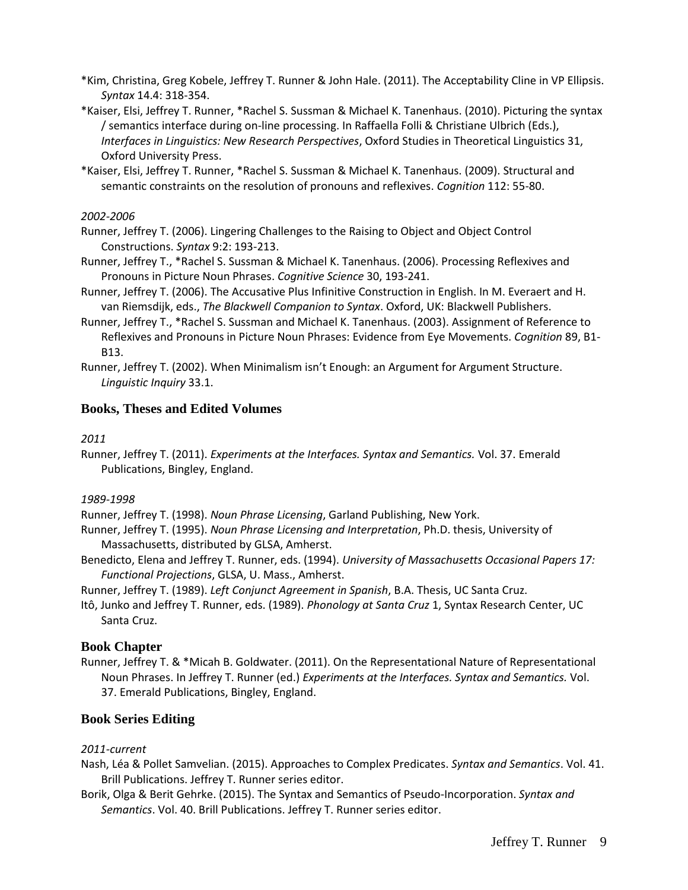*Kim, Christina, Greg Kobele, Jeffrey T. Runner & John Hale. (2011). The Acceptability Cline in VP Ellipsis. *Syntax* 14.4: 318-354.

*Kaiser, Elsi, Jeffrey T. Runner, *Rachel S. Sussman & Michael K. Tanenhaus. (2010). Picturing the syntax / semantics interface during on-line processing. In Raffaella Folli & Christiane Ulbrich (Eds.), *Interfaces in Linguistics: New Research Perspectives*, Oxford Studies in Theoretical Linguistics 31, Oxford University Press.

*Kaiser, Elsi, Jeffrey T. Runner, *Rachel S. Sussman & Michael K. Tanenhaus. (2009). Structural and semantic constraints on the resolution of pronouns and reflexives. *Cognition* 112: 55-80.

*2002-2006*

Runner, Jeffrey T. (2006). Lingering Challenges to the Raising to Object and Object Control Constructions. *Syntax* 9:2: 193-213.

Runner, Jeffrey T., *Rachel S. Sussman & Michael K. Tanenhaus. (2006). Processing Reflexives and Pronouns in Picture Noun Phrases. *Cognitive Science* 30, 193-241.

Runner, Jeffrey T. (2006). The Accusative Plus Infinitive Construction in English. In M. Everaert and H. van Riemsdijk, eds., *The Blackwell Companion to Syntax*. Oxford, UK: Blackwell Publishers.

Runner, Jeffrey T., *Rachel S. Sussman and Michael K. Tanenhaus. (2003). Assignment of Reference to Reflexives and Pronouns in Picture Noun Phrases: Evidence from Eye Movements. *Cognition* 89, B1-B13.

Runner, Jeffrey T. (2002). When Minimalism isn't Enough: an Argument for Argument Structure. *Linguistic Inquiry* 33.1.

## Books, Theses and Edited Volumes

*2011*

Runner, Jeffrey T. (2011). *Experiments at the Interfaces. Syntax and Semantics.* Vol. 37. Emerald Publications, Bingley, England.

*1989-1998*

Runner, Jeffrey T. (1998). *Noun Phrase Licensing*, Garland Publishing, New York.

Runner, Jeffrey T. (1995). *Noun Phrase Licensing and Interpretation*, Ph.D. thesis, University of Massachusetts, distributed by GLSA, Amherst.

Benedicto, Elena and Jeffrey T. Runner, eds. (1994). *University of Massachusetts Occasional Papers 17: Functional Projections*, GLSA, U. Mass., Amherst.

Runner, Jeffrey T. (1989). *Left Conjunct Agreement in Spanish*, B.A. Thesis, UC Santa Cruz.

Itô, Junko and Jeffrey T. Runner, eds. (1989). *Phonology at Santa Cruz* 1, Syntax Research Center, UC Santa Cruz.

## Book Chapter

Runner, Jeffrey T. & *Micah B. Goldwater. (2011). On the Representational Nature of Representational Noun Phrases. In Jeffrey T. Runner (ed.) *Experiments at the Interfaces. Syntax and Semantics.* Vol. 37. Emerald Publications, Bingley, England.

## Book Series Editing

*2011-current*

Nash, Léa & Pollet Samvelian. (2015). Approaches to Complex Predicates. *Syntax and Semantics*. Vol. 41. Brill Publications. Jeffrey T. Runner series editor.

Borik, Olga & Berit Gehrke. (2015). The Syntax and Semantics of Pseudo-Incorporation. *Syntax and Semantics*. Vol. 40. Brill Publications. Jeffrey T. Runner series editor.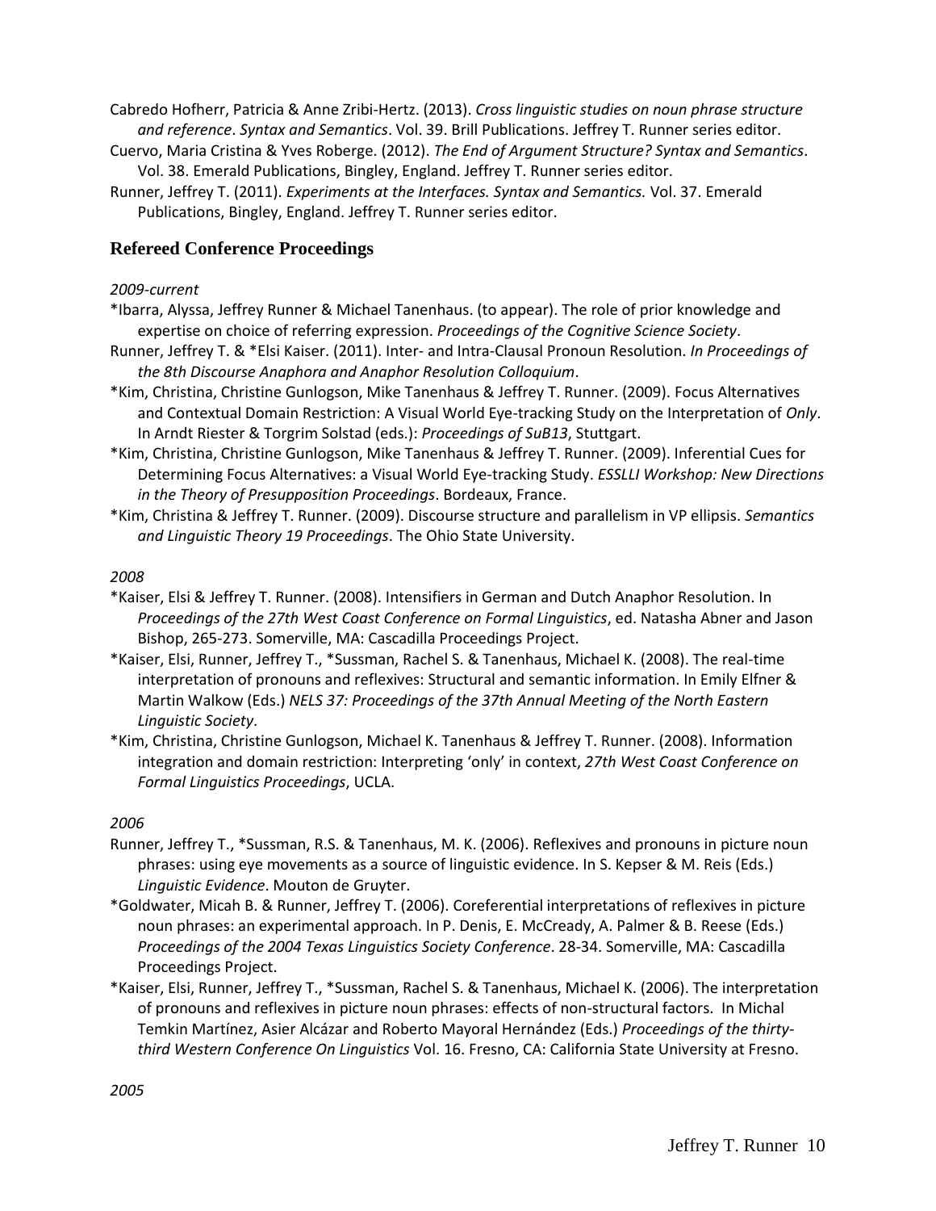Cabredo Hofherr, Patricia & Anne Zribi-Hertz. (2013). *Cross linguistic studies on noun phrase structure and reference*. *Syntax and Semantics*. Vol. 39. Brill Publications. Jeffrey T. Runner series editor.

Cuervo, Maria Cristina & Yves Roberge. (2012). *The End of Argument Structure? Syntax and Semantics*. Vol. 38. Emerald Publications, Bingley, England. Jeffrey T. Runner series editor.

Runner, Jeffrey T. (2011). *Experiments at the Interfaces. Syntax and Semantics.* Vol. 37. Emerald Publications, Bingley, England. Jeffrey T. Runner series editor.

## Refereed Conference Proceedings

*2009-current*

*Ibarra, Alyssa, Jeffrey Runner & Michael Tanenhaus. (to appear). The role of prior knowledge and expertise on choice of referring expression. *Proceedings of the Cognitive Science Society*.

Runner, Jeffrey T. & *Elsi Kaiser. (2011). Inter- and Intra-Clausal Pronoun Resolution. *In Proceedings of the 8th Discourse Anaphora and Anaphor Resolution Colloquium*.

*Kim, Christina, Christine Gunlogson, Mike Tanenhaus & Jeffrey T. Runner. (2009). Focus Alternatives and Contextual Domain Restriction: A Visual World Eye-tracking Study on the Interpretation of *Only*. In Arndt Riester & Torgrim Solstad (eds.): *Proceedings of SuB13*, Stuttgart.

*Kim, Christina, Christine Gunlogson, Mike Tanenhaus & Jeffrey T. Runner. (2009). Inferential Cues for Determining Focus Alternatives: a Visual World Eye-tracking Study. *ESSLLI Workshop: New Directions in the Theory of Presupposition Proceedings*. Bordeaux, France.

*Kim, Christina & Jeffrey T. Runner. (2009). Discourse structure and parallelism in VP ellipsis. *Semantics and Linguistic Theory 19 Proceedings*. The Ohio State University.

*2008*

*Kaiser, Elsi & Jeffrey T. Runner. (2008). Intensifiers in German and Dutch Anaphor Resolution. In *Proceedings of the 27th West Coast Conference on Formal Linguistics*, ed. Natasha Abner and Jason Bishop, 265-273. Somerville, MA: Cascadilla Proceedings Project.

*Kaiser, Elsi, Runner, Jeffrey T., *Sussman, Rachel S. & Tanenhaus, Michael K. (2008). The real-time interpretation of pronouns and reflexives: Structural and semantic information. In Emily Elfner & Martin Walkow (Eds.) *NELS 37: Proceedings of the 37th Annual Meeting of the North Eastern Linguistic Society*.

*Kim, Christina, Christine Gunlogson, Michael K. Tanenhaus & Jeffrey T. Runner. (2008). Information integration and domain restriction: Interpreting 'only' in context, *27th West Coast Conference on Formal Linguistics Proceedings*, UCLA.

*2006*

Runner, Jeffrey T., *Sussman, R.S. & Tanenhaus, M. K. (2006). Reflexives and pronouns in picture noun phrases: using eye movements as a source of linguistic evidence. In S. Kepser & M. Reis (Eds.) *Linguistic Evidence*. Mouton de Gruyter.

*Goldwater, Micah B. & Runner, Jeffrey T. (2006). Coreferential interpretations of reflexives in picture noun phrases: an experimental approach. In P. Denis, E. McCready, A. Palmer & B. Reese (Eds.) *Proceedings of the 2004 Texas Linguistics Society Conference*. 28-34. Somerville, MA: Cascadilla Proceedings Project.

*Kaiser, Elsi, Runner, Jeffrey T., *Sussman, Rachel S. & Tanenhaus, Michael K. (2006). The interpretation of pronouns and reflexives in picture noun phrases: effects of non-structural factors. In Michal Temkin Martínez, Asier Alcázar and Roberto Mayoral Hernández (Eds.) *Proceedings of the thirty-third Western Conference On Linguistics* Vol. 16. Fresno, CA: California State University at Fresno.

*2005*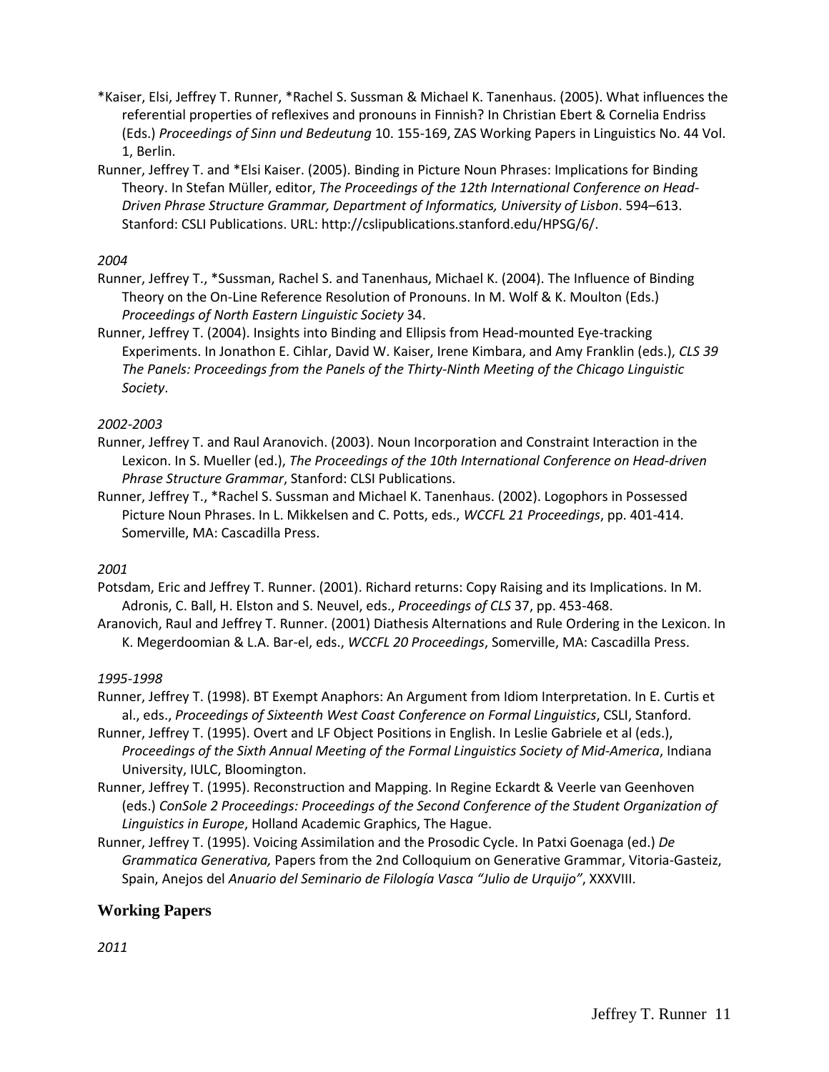*Kaiser, Elsi, Jeffrey T. Runner, *Rachel S. Sussman & Michael K. Tanenhaus. (2005). What influences the referential properties of reflexives and pronouns in Finnish? In Christian Ebert & Cornelia Endriss (Eds.) *Proceedings of Sinn und Bedeutung* 10. 155-169, ZAS Working Papers in Linguistics No. 44 Vol. 1, Berlin.

Runner, Jeffrey T. and *Elsi Kaiser. (2005). Binding in Picture Noun Phrases: Implications for Binding Theory. In Stefan Müller, editor, *The Proceedings of the 12th International Conference on Head-Driven Phrase Structure Grammar, Department of Informatics, University of Lisbon*. 594–613. Stanford: CSLI Publications. URL: http://cslipublications.stanford.edu/HPSG/6/.

*2004*

Runner, Jeffrey T., *Sussman, Rachel S. and Tanenhaus, Michael K. (2004). The Influence of Binding Theory on the On-Line Reference Resolution of Pronouns. In M. Wolf & K. Moulton (Eds.) *Proceedings of North Eastern Linguistic Society* 34.

Runner, Jeffrey T. (2004). Insights into Binding and Ellipsis from Head-mounted Eye-tracking Experiments. In Jonathon E. Cihlar, David W. Kaiser, Irene Kimbara, and Amy Franklin (eds.), *CLS 39 The Panels: Proceedings from the Panels of the Thirty-Ninth Meeting of the Chicago Linguistic Society*.

*2002-2003*

Runner, Jeffrey T. and Raul Aranovich. (2003). Noun Incorporation and Constraint Interaction in the Lexicon. In S. Mueller (ed.), *The Proceedings of the 10th International Conference on Head-driven Phrase Structure Grammar*, Stanford: CLSI Publications.

Runner, Jeffrey T., *Rachel S. Sussman and Michael K. Tanenhaus. (2002). Logophors in Possessed Picture Noun Phrases. In L. Mikkelsen and C. Potts, eds., *WCCFL 21 Proceedings*, pp. 401-414. Somerville, MA: Cascadilla Press.

*2001*

Potsdam, Eric and Jeffrey T. Runner. (2001). Richard returns: Copy Raising and its Implications. In M. Adronis, C. Ball, H. Elston and S. Neuvel, eds., *Proceedings of CLS* 37, pp. 453-468.

Aranovich, Raul and Jeffrey T. Runner. (2001) Diathesis Alternations and Rule Ordering in the Lexicon. In K. Megerdoomian & L.A. Bar-el, eds., *WCCFL 20 Proceedings*, Somerville, MA: Cascadilla Press.

*1995-1998*

Runner, Jeffrey T. (1998). BT Exempt Anaphors: An Argument from Idiom Interpretation. In E. Curtis et al., eds., *Proceedings of Sixteenth West Coast Conference on Formal Linguistics*, CSLI, Stanford.

Runner, Jeffrey T. (1995). Overt and LF Object Positions in English. In Leslie Gabriele et al (eds.), *Proceedings of the Sixth Annual Meeting of the Formal Linguistics Society of Mid-America*, Indiana University, IULC, Bloomington.

Runner, Jeffrey T. (1995). Reconstruction and Mapping. In Regine Eckardt & Veerle van Geenhoven (eds.) *ConSole 2 Proceedings: Proceedings of the Second Conference of the Student Organization of Linguistics in Europe*, Holland Academic Graphics, The Hague.

Runner, Jeffrey T. (1995). Voicing Assimilation and the Prosodic Cycle. In Patxi Goenaga (ed.) *De Grammatica Generativa,* Papers from the 2nd Colloquium on Generative Grammar, Vitoria-Gasteiz, Spain, Anejos del *Anuario del Seminario de Filología Vasca "Julio de Urquijo"*, XXXVIII.

## Working Papers

*2011*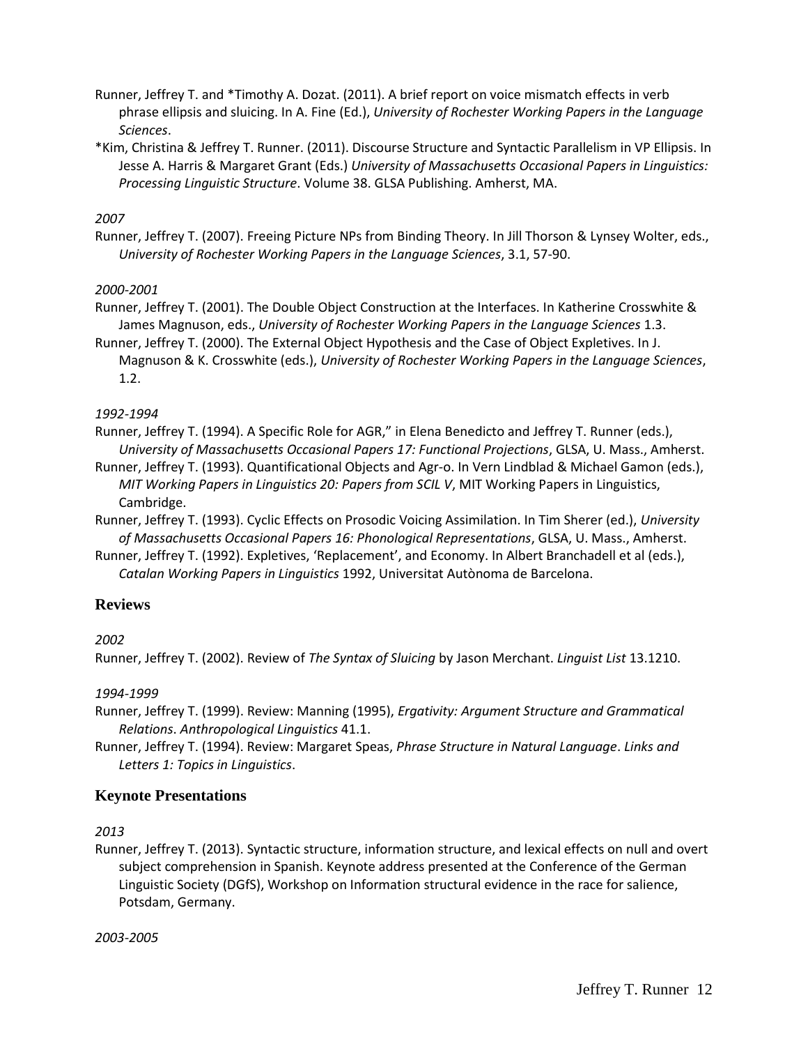Runner, Jeffrey T. and *Timothy A. Dozat. (2011). A brief report on voice mismatch effects in verb phrase ellipsis and sluicing. In A. Fine (Ed.), *University of Rochester Working Papers in the Language Sciences*.

*Kim, Christina & Jeffrey T. Runner. (2011). Discourse Structure and Syntactic Parallelism in VP Ellipsis. In Jesse A. Harris & Margaret Grant (Eds.) *University of Massachusetts Occasional Papers in Linguistics: Processing Linguistic Structure*. Volume 38. GLSA Publishing. Amherst, MA.

*2007*

Runner, Jeffrey T. (2007). Freeing Picture NPs from Binding Theory. In Jill Thorson & Lynsey Wolter, eds., *University of Rochester Working Papers in the Language Sciences*, 3.1, 57-90.

*2000-2001*

Runner, Jeffrey T. (2001). The Double Object Construction at the Interfaces. In Katherine Crosswhite & James Magnuson, eds., *University of Rochester Working Papers in the Language Sciences* 1.3.

Runner, Jeffrey T. (2000). The External Object Hypothesis and the Case of Object Expletives. In J. Magnuson & K. Crosswhite (eds.), *University of Rochester Working Papers in the Language Sciences*, 1.2.

*1992-1994*

Runner, Jeffrey T. (1994). A Specific Role for AGR," in Elena Benedicto and Jeffrey T. Runner (eds.), *University of Massachusetts Occasional Papers 17: Functional Projections*, GLSA, U. Mass., Amherst.

Runner, Jeffrey T. (1993). Quantificational Objects and Agr-o. In Vern Lindblad & Michael Gamon (eds.), *MIT Working Papers in Linguistics 20: Papers from SCIL V*, MIT Working Papers in Linguistics, Cambridge.

Runner, Jeffrey T. (1993). Cyclic Effects on Prosodic Voicing Assimilation. In Tim Sherer (ed.), *University of Massachusetts Occasional Papers 16: Phonological Representations*, GLSA, U. Mass., Amherst.

Runner, Jeffrey T. (1992). Expletives, 'Replacement', and Economy. In Albert Branchadell et al (eds.), *Catalan Working Papers in Linguistics* 1992, Universitat Autònoma de Barcelona.

## Reviews

*2002*

Runner, Jeffrey T. (2002). Review of *The Syntax of Sluicing* by Jason Merchant. *Linguist List* 13.1210.

*1994-1999*

Runner, Jeffrey T. (1999). Review: Manning (1995), *Ergativity: Argument Structure and Grammatical Relations*. *Anthropological Linguistics* 41.1.

Runner, Jeffrey T. (1994). Review: Margaret Speas, *Phrase Structure in Natural Language*. *Links and Letters 1: Topics in Linguistics*.

## Keynote Presentations

*2013*

Runner, Jeffrey T. (2013). Syntactic structure, information structure, and lexical effects on null and overt subject comprehension in Spanish. Keynote address presented at the Conference of the German Linguistic Society (DGfS), Workshop on Information structural evidence in the race for salience, Potsdam, Germany.

*2003-2005*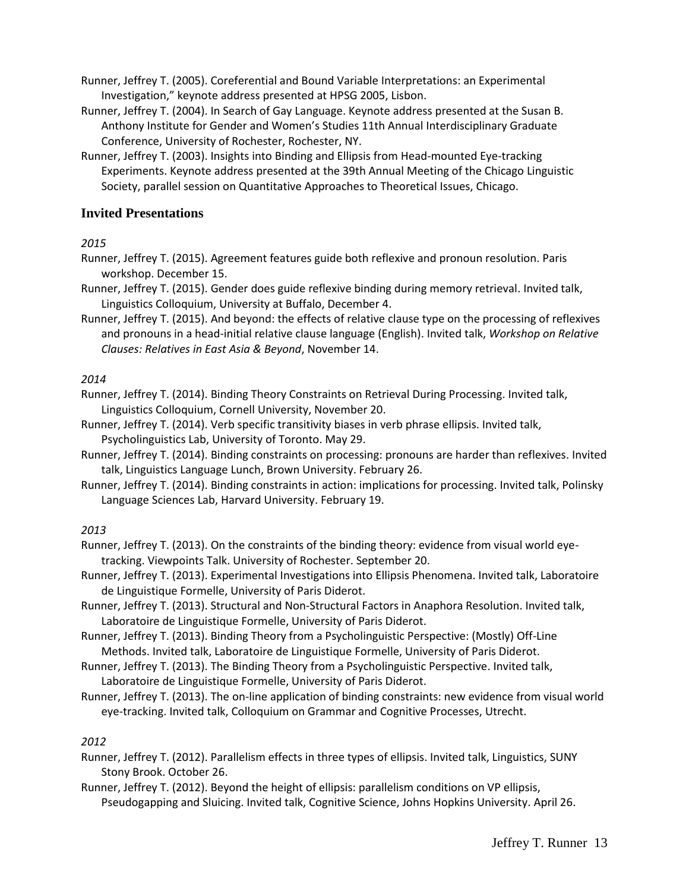Runner, Jeffrey T. (2005). Coreferential and Bound Variable Interpretations: an Experimental Investigation," keynote address presented at HPSG 2005, Lisbon.

Runner, Jeffrey T. (2004). In Search of Gay Language. Keynote address presented at the Susan B. Anthony Institute for Gender and Women's Studies 11th Annual Interdisciplinary Graduate Conference, University of Rochester, Rochester, NY.

Runner, Jeffrey T. (2003). Insights into Binding and Ellipsis from Head-mounted Eye-tracking Experiments. Keynote address presented at the 39th Annual Meeting of the Chicago Linguistic Society, parallel session on Quantitative Approaches to Theoretical Issues, Chicago.

## Invited Presentations

*2015*

Runner, Jeffrey T. (2015). Agreement features guide both reflexive and pronoun resolution. Paris workshop. December 15.

Runner, Jeffrey T. (2015). Gender does guide reflexive binding during memory retrieval. Invited talk, Linguistics Colloquium, University at Buffalo, December 4.

Runner, Jeffrey T. (2015). And beyond: the effects of relative clause type on the processing of reflexives and pronouns in a head-initial relative clause language (English). Invited talk, *Workshop on Relative Clauses: Relatives in East Asia & Beyond*, November 14.

*2014*

Runner, Jeffrey T. (2014). Binding Theory Constraints on Retrieval During Processing. Invited talk, Linguistics Colloquium, Cornell University, November 20.

Runner, Jeffrey T. (2014). Verb specific transitivity biases in verb phrase ellipsis. Invited talk, Psycholinguistics Lab, University of Toronto. May 29.

Runner, Jeffrey T. (2014). Binding constraints on processing: pronouns are harder than reflexives. Invited talk, Linguistics Language Lunch, Brown University. February 26.

Runner, Jeffrey T. (2014). Binding constraints in action: implications for processing. Invited talk, Polinsky Language Sciences Lab, Harvard University. February 19.

*2013*

Runner, Jeffrey T. (2013). On the constraints of the binding theory: evidence from visual world eye-tracking. Viewpoints Talk. University of Rochester. September 20.

Runner, Jeffrey T. (2013). Experimental Investigations into Ellipsis Phenomena. Invited talk, Laboratoire de Linguistique Formelle, University of Paris Diderot.

Runner, Jeffrey T. (2013). Structural and Non-Structural Factors in Anaphora Resolution. Invited talk, Laboratoire de Linguistique Formelle, University of Paris Diderot.

Runner, Jeffrey T. (2013). Binding Theory from a Psycholinguistic Perspective: (Mostly) Off-Line Methods. Invited talk, Laboratoire de Linguistique Formelle, University of Paris Diderot.

Runner, Jeffrey T. (2013). The Binding Theory from a Psycholinguistic Perspective. Invited talk, Laboratoire de Linguistique Formelle, University of Paris Diderot.

Runner, Jeffrey T. (2013). The on-line application of binding constraints: new evidence from visual world eye-tracking. Invited talk, Colloquium on Grammar and Cognitive Processes, Utrecht.

*2012*

Runner, Jeffrey T. (2012). Parallelism effects in three types of ellipsis. Invited talk, Linguistics, SUNY Stony Brook. October 26.

Runner, Jeffrey T. (2012). Beyond the height of ellipsis: parallelism conditions on VP ellipsis, Pseudogapping and Sluicing. Invited talk, Cognitive Science, Johns Hopkins University. April 26.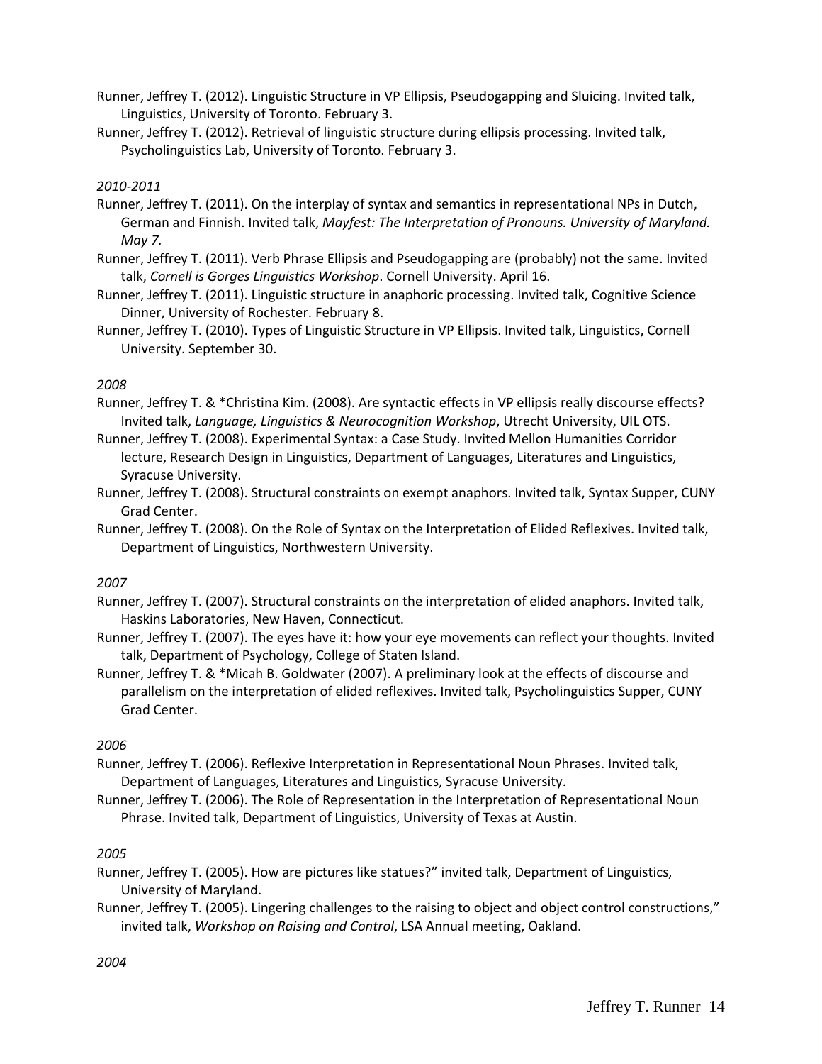Runner, Jeffrey T. (2012). Linguistic Structure in VP Ellipsis, Pseudogapping and Sluicing. Invited talk, Linguistics, University of Toronto. February 3.

Runner, Jeffrey T. (2012). Retrieval of linguistic structure during ellipsis processing. Invited talk, Psycholinguistics Lab, University of Toronto. February 3.

*2010-2011*

Runner, Jeffrey T. (2011). On the interplay of syntax and semantics in representational NPs in Dutch, German and Finnish. Invited talk, *Mayfest: The Interpretation of Pronouns. University of Maryland. May 7.*

Runner, Jeffrey T. (2011). Verb Phrase Ellipsis and Pseudogapping are (probably) not the same. Invited talk, *Cornell is Gorges Linguistics Workshop*. Cornell University. April 16.

Runner, Jeffrey T. (2011). Linguistic structure in anaphoric processing. Invited talk, Cognitive Science Dinner, University of Rochester. February 8.

Runner, Jeffrey T. (2010). Types of Linguistic Structure in VP Ellipsis. Invited talk, Linguistics, Cornell University. September 30.

*2008*

Runner, Jeffrey T. & *Christina Kim. (2008). Are syntactic effects in VP ellipsis really discourse effects? Invited talk, *Language, Linguistics & Neurocognition Workshop*, Utrecht University, UIL OTS.

Runner, Jeffrey T. (2008). Experimental Syntax: a Case Study. Invited Mellon Humanities Corridor lecture, Research Design in Linguistics, Department of Languages, Literatures and Linguistics, Syracuse University.

Runner, Jeffrey T. (2008). Structural constraints on exempt anaphors. Invited talk, Syntax Supper, CUNY Grad Center.

Runner, Jeffrey T. (2008). On the Role of Syntax on the Interpretation of Elided Reflexives. Invited talk, Department of Linguistics, Northwestern University.

*2007*

Runner, Jeffrey T. (2007). Structural constraints on the interpretation of elided anaphors. Invited talk, Haskins Laboratories, New Haven, Connecticut.

Runner, Jeffrey T. (2007). The eyes have it: how your eye movements can reflect your thoughts. Invited talk, Department of Psychology, College of Staten Island.

Runner, Jeffrey T. & *Micah B. Goldwater (2007). A preliminary look at the effects of discourse and parallelism on the interpretation of elided reflexives. Invited talk, Psycholinguistics Supper, CUNY Grad Center.

*2006*

Runner, Jeffrey T. (2006). Reflexive Interpretation in Representational Noun Phrases. Invited talk, Department of Languages, Literatures and Linguistics, Syracuse University.

Runner, Jeffrey T. (2006). The Role of Representation in the Interpretation of Representational Noun Phrase. Invited talk, Department of Linguistics, University of Texas at Austin.

*2005*

Runner, Jeffrey T. (2005). How are pictures like statues?" invited talk, Department of Linguistics, University of Maryland.

Runner, Jeffrey T. (2005). Lingering challenges to the raising to object and object control constructions," invited talk, *Workshop on Raising and Control*, LSA Annual meeting, Oakland.

*2004*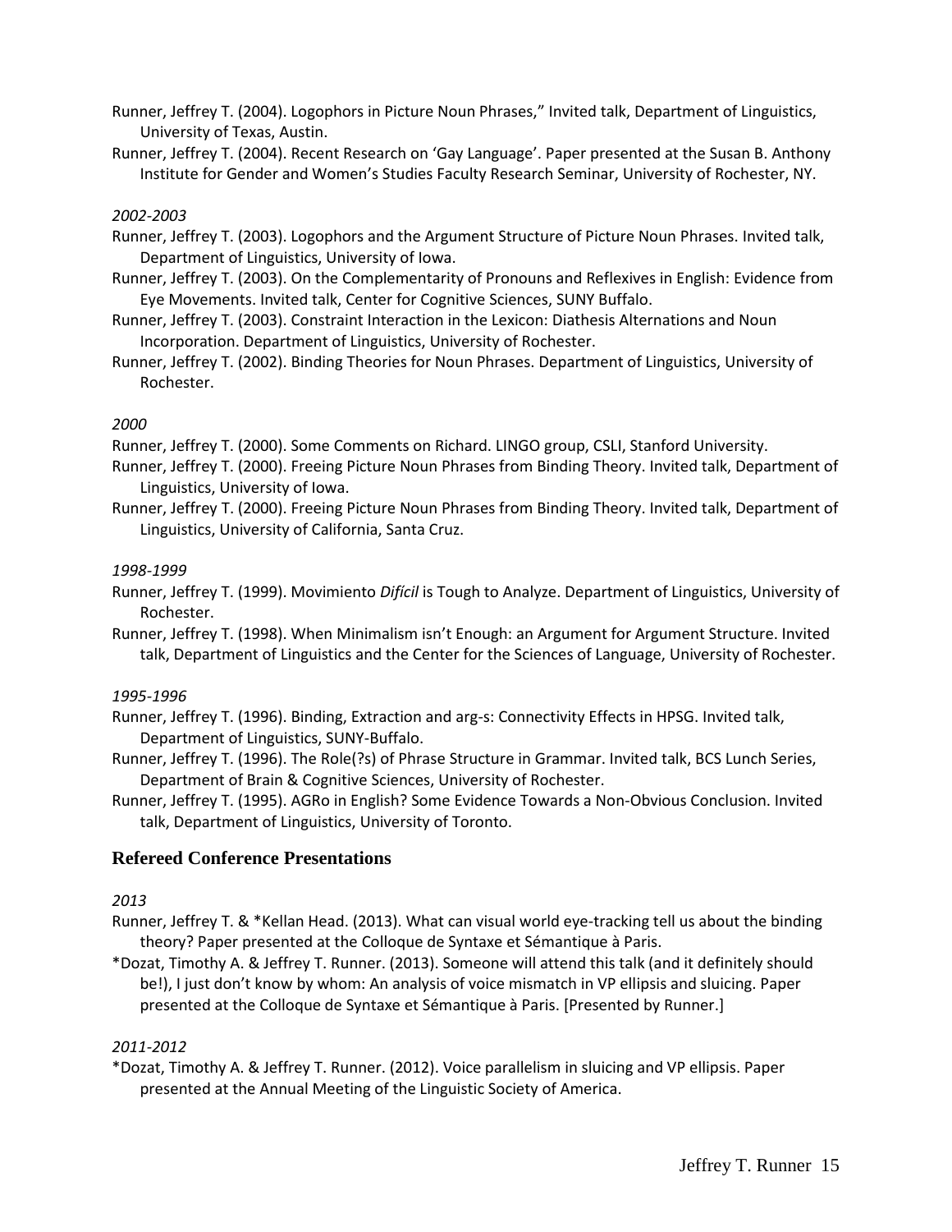Runner, Jeffrey T. (2004). Logophors in Picture Noun Phrases," Invited talk, Department of Linguistics, University of Texas, Austin.

Runner, Jeffrey T. (2004). Recent Research on 'Gay Language'. Paper presented at the Susan B. Anthony Institute for Gender and Women's Studies Faculty Research Seminar, University of Rochester, NY.

*2002-2003*

Runner, Jeffrey T. (2003). Logophors and the Argument Structure of Picture Noun Phrases. Invited talk, Department of Linguistics, University of Iowa.

Runner, Jeffrey T. (2003). On the Complementarity of Pronouns and Reflexives in English: Evidence from Eye Movements. Invited talk, Center for Cognitive Sciences, SUNY Buffalo.

Runner, Jeffrey T. (2003). Constraint Interaction in the Lexicon: Diathesis Alternations and Noun Incorporation. Department of Linguistics, University of Rochester.

Runner, Jeffrey T. (2002). Binding Theories for Noun Phrases. Department of Linguistics, University of Rochester.

*2000*

Runner, Jeffrey T. (2000). Some Comments on Richard. LINGO group, CSLI, Stanford University.

Runner, Jeffrey T. (2000). Freeing Picture Noun Phrases from Binding Theory. Invited talk, Department of Linguistics, University of Iowa.

Runner, Jeffrey T. (2000). Freeing Picture Noun Phrases from Binding Theory. Invited talk, Department of Linguistics, University of California, Santa Cruz.

*1998-1999*

Runner, Jeffrey T. (1999). Movimiento *Difícil* is Tough to Analyze. Department of Linguistics, University of Rochester.

Runner, Jeffrey T. (1998). When Minimalism isn't Enough: an Argument for Argument Structure. Invited talk, Department of Linguistics and the Center for the Sciences of Language, University of Rochester.

*1995-1996*

Runner, Jeffrey T. (1996). Binding, Extraction and arg-s: Connectivity Effects in HPSG. Invited talk, Department of Linguistics, SUNY-Buffalo.

Runner, Jeffrey T. (1996). The Role(?s) of Phrase Structure in Grammar. Invited talk, BCS Lunch Series, Department of Brain & Cognitive Sciences, University of Rochester.

Runner, Jeffrey T. (1995). AGRo in English? Some Evidence Towards a Non-Obvious Conclusion. Invited talk, Department of Linguistics, University of Toronto.

## Refereed Conference Presentations

*2013*

Runner, Jeffrey T. & *Kellan Head. (2013). What can visual world eye-tracking tell us about the binding theory? Paper presented at the Colloque de Syntaxe et Sémantique à Paris.

*Dozat, Timothy A. & Jeffrey T. Runner. (2013). Someone will attend this talk (and it definitely should be!), I just don't know by whom: An analysis of voice mismatch in VP ellipsis and sluicing. Paper presented at the Colloque de Syntaxe et Sémantique à Paris. [Presented by Runner.]

*2011-2012*

*Dozat, Timothy A. & Jeffrey T. Runner. (2012). Voice parallelism in sluicing and VP ellipsis. Paper presented at the Annual Meeting of the Linguistic Society of America.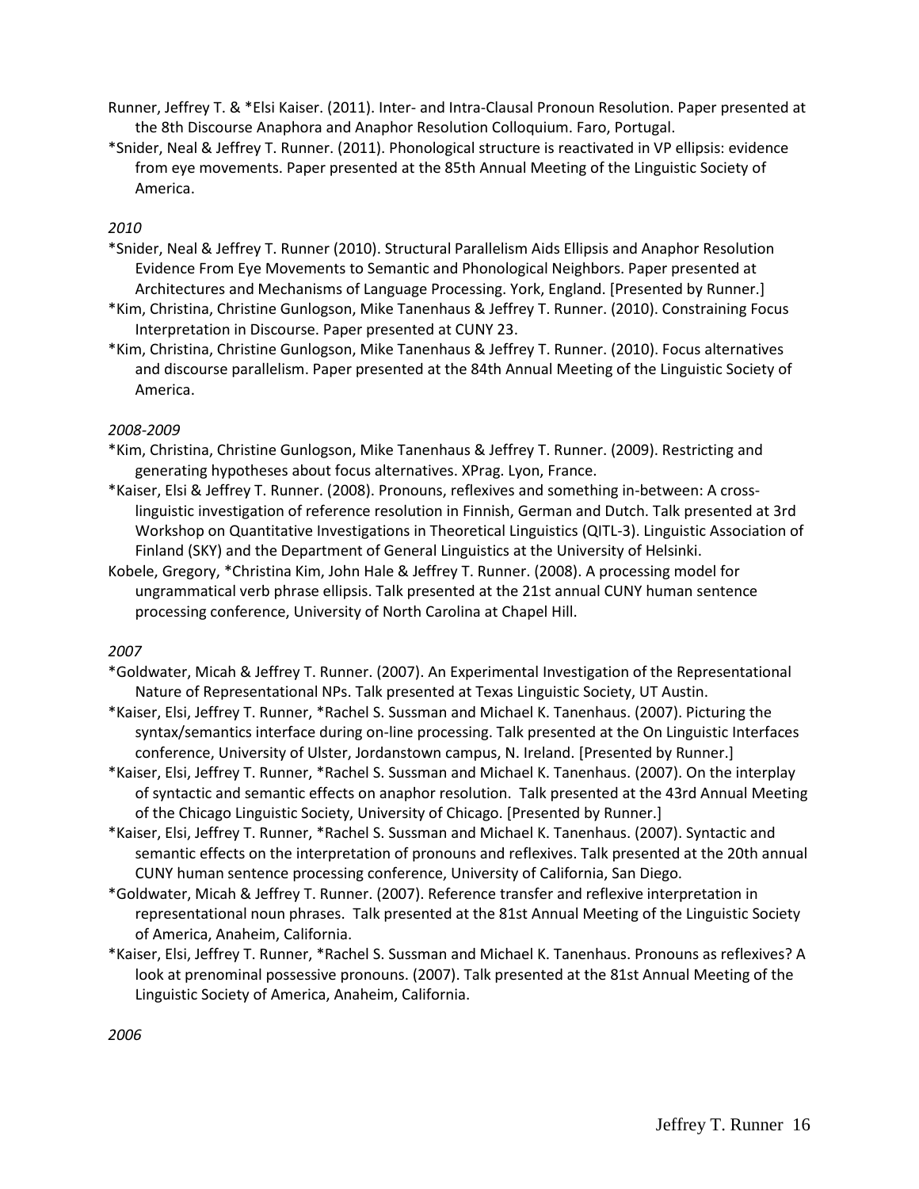Runner, Jeffrey T. & *Elsi Kaiser. (2011). Inter- and Intra-Clausal Pronoun Resolution. Paper presented at the 8th Discourse Anaphora and Anaphor Resolution Colloquium. Faro, Portugal.

*Snider, Neal & Jeffrey T. Runner. (2011). Phonological structure is reactivated in VP ellipsis: evidence from eye movements. Paper presented at the 85th Annual Meeting of the Linguistic Society of America.

*2010*

*Snider, Neal & Jeffrey T. Runner (2010). Structural Parallelism Aids Ellipsis and Anaphor Resolution Evidence From Eye Movements to Semantic and Phonological Neighbors. Paper presented at Architectures and Mechanisms of Language Processing. York, England. [Presented by Runner.]

*Kim, Christina, Christine Gunlogson, Mike Tanenhaus & Jeffrey T. Runner. (2010). Constraining Focus Interpretation in Discourse. Paper presented at CUNY 23.

*Kim, Christina, Christine Gunlogson, Mike Tanenhaus & Jeffrey T. Runner. (2010). Focus alternatives and discourse parallelism. Paper presented at the 84th Annual Meeting of the Linguistic Society of America.

*2008-2009*

*Kim, Christina, Christine Gunlogson, Mike Tanenhaus & Jeffrey T. Runner. (2009). Restricting and generating hypotheses about focus alternatives. XPrag. Lyon, France.

*Kaiser, Elsi & Jeffrey T. Runner. (2008). Pronouns, reflexives and something in-between: A cross-linguistic investigation of reference resolution in Finnish, German and Dutch. Talk presented at 3rd Workshop on Quantitative Investigations in Theoretical Linguistics (QITL-3). Linguistic Association of Finland (SKY) and the Department of General Linguistics at the University of Helsinki.

Kobele, Gregory, *Christina Kim, John Hale & Jeffrey T. Runner. (2008). A processing model for ungrammatical verb phrase ellipsis. Talk presented at the 21st annual CUNY human sentence processing conference, University of North Carolina at Chapel Hill.

*2007*

*Goldwater, Micah & Jeffrey T. Runner. (2007). An Experimental Investigation of the Representational Nature of Representational NPs. Talk presented at Texas Linguistic Society, UT Austin.

*Kaiser, Elsi, Jeffrey T. Runner, *Rachel S. Sussman and Michael K. Tanenhaus. (2007). Picturing the syntax/semantics interface during on-line processing. Talk presented at the On Linguistic Interfaces conference, University of Ulster, Jordanstown campus, N. Ireland. [Presented by Runner.]

*Kaiser, Elsi, Jeffrey T. Runner, *Rachel S. Sussman and Michael K. Tanenhaus. (2007). On the interplay of syntactic and semantic effects on anaphor resolution. Talk presented at the 43rd Annual Meeting of the Chicago Linguistic Society, University of Chicago. [Presented by Runner.]

*Kaiser, Elsi, Jeffrey T. Runner, *Rachel S. Sussman and Michael K. Tanenhaus. (2007). Syntactic and semantic effects on the interpretation of pronouns and reflexives. Talk presented at the 20th annual CUNY human sentence processing conference, University of California, San Diego.

*Goldwater, Micah & Jeffrey T. Runner. (2007). Reference transfer and reflexive interpretation in representational noun phrases. Talk presented at the 81st Annual Meeting of the Linguistic Society of America, Anaheim, California.

*Kaiser, Elsi, Jeffrey T. Runner, *Rachel S. Sussman and Michael K. Tanenhaus. Pronouns as reflexives? A look at prenominal possessive pronouns. (2007). Talk presented at the 81st Annual Meeting of the Linguistic Society of America, Anaheim, California.

*2006*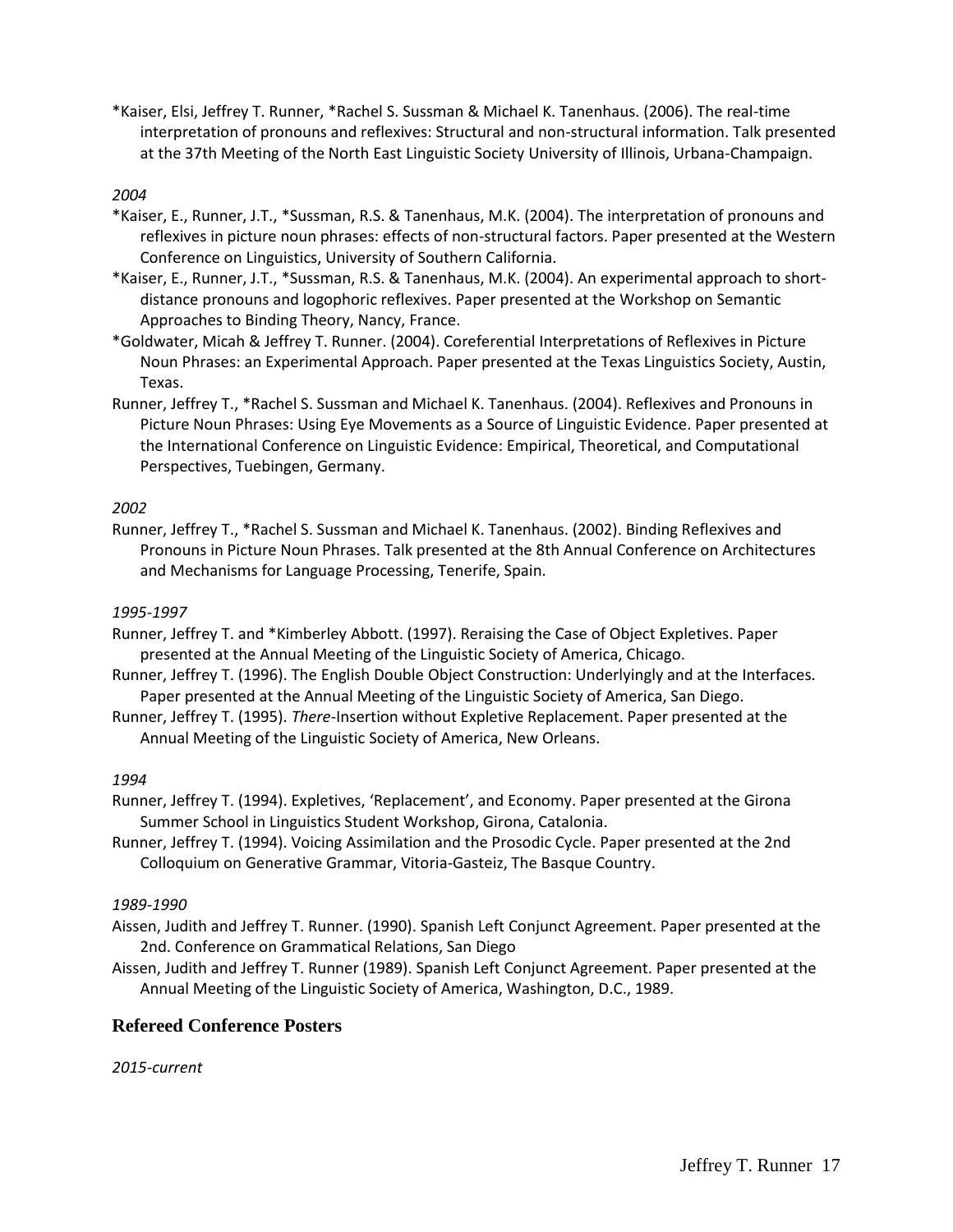*Kaiser, Elsi, Jeffrey T. Runner, *Rachel S. Sussman & Michael K. Tanenhaus. (2006). The real-time interpretation of pronouns and reflexives: Structural and non-structural information. Talk presented at the 37th Meeting of the North East Linguistic Society University of Illinois, Urbana-Champaign.

*2004*

*Kaiser, E., Runner, J.T., *Sussman, R.S. & Tanenhaus, M.K. (2004). The interpretation of pronouns and reflexives in picture noun phrases: effects of non-structural factors. Paper presented at the Western Conference on Linguistics, University of Southern California.

*Kaiser, E., Runner, J.T., *Sussman, R.S. & Tanenhaus, M.K. (2004). An experimental approach to short-distance pronouns and logophoric reflexives. Paper presented at the Workshop on Semantic Approaches to Binding Theory, Nancy, France.

*Goldwater, Micah & Jeffrey T. Runner. (2004). Coreferential Interpretations of Reflexives in Picture Noun Phrases: an Experimental Approach. Paper presented at the Texas Linguistics Society, Austin, Texas.

Runner, Jeffrey T., *Rachel S. Sussman and Michael K. Tanenhaus. (2004). Reflexives and Pronouns in Picture Noun Phrases: Using Eye Movements as a Source of Linguistic Evidence. Paper presented at the International Conference on Linguistic Evidence: Empirical, Theoretical, and Computational Perspectives, Tuebingen, Germany.

*2002*

Runner, Jeffrey T., *Rachel S. Sussman and Michael K. Tanenhaus. (2002). Binding Reflexives and Pronouns in Picture Noun Phrases. Talk presented at the 8th Annual Conference on Architectures and Mechanisms for Language Processing, Tenerife, Spain.

*1995-1997*

Runner, Jeffrey T. and *Kimberley Abbott. (1997). Reraising the Case of Object Expletives. Paper presented at the Annual Meeting of the Linguistic Society of America, Chicago.

Runner, Jeffrey T. (1996). The English Double Object Construction: Underlyingly and at the Interfaces. Paper presented at the Annual Meeting of the Linguistic Society of America, San Diego.

Runner, Jeffrey T. (1995). *There*-Insertion without Expletive Replacement. Paper presented at the Annual Meeting of the Linguistic Society of America, New Orleans.

*1994*

Runner, Jeffrey T. (1994). Expletives, 'Replacement', and Economy. Paper presented at the Girona Summer School in Linguistics Student Workshop, Girona, Catalonia.

Runner, Jeffrey T. (1994). Voicing Assimilation and the Prosodic Cycle. Paper presented at the 2nd Colloquium on Generative Grammar, Vitoria-Gasteiz, The Basque Country.

*1989-1990*

Aissen, Judith and Jeffrey T. Runner. (1990). Spanish Left Conjunct Agreement. Paper presented at the 2nd. Conference on Grammatical Relations, San Diego

Aissen, Judith and Jeffrey T. Runner (1989). Spanish Left Conjunct Agreement. Paper presented at the Annual Meeting of the Linguistic Society of America, Washington, D.C., 1989.

## Refereed Conference Posters

*2015-current*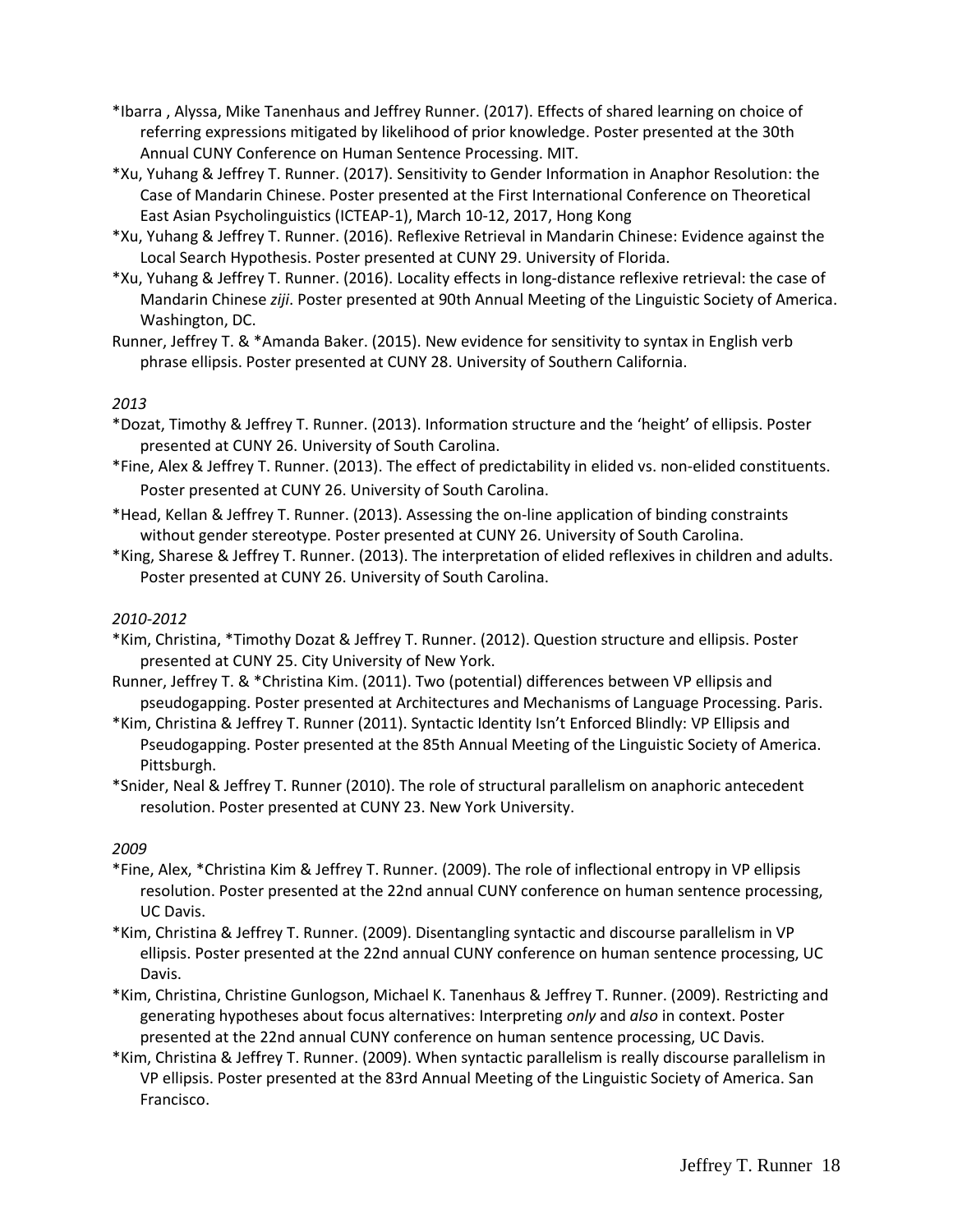*Ibarra , Alyssa, Mike Tanenhaus and Jeffrey Runner. (2017). Effects of shared learning on choice of referring expressions mitigated by likelihood of prior knowledge. Poster presented at the 30th Annual CUNY Conference on Human Sentence Processing. MIT.

*Xu, Yuhang & Jeffrey T. Runner. (2017). Sensitivity to Gender Information in Anaphor Resolution: the Case of Mandarin Chinese. Poster presented at the First International Conference on Theoretical East Asian Psycholinguistics (ICTEAP-1), March 10-12, 2017, Hong Kong

*Xu, Yuhang & Jeffrey T. Runner. (2016). Reflexive Retrieval in Mandarin Chinese: Evidence against the Local Search Hypothesis. Poster presented at CUNY 29. University of Florida.

*Xu, Yuhang & Jeffrey T. Runner. (2016). Locality effects in long-distance reflexive retrieval: the case of Mandarin Chinese *ziji*. Poster presented at 90th Annual Meeting of the Linguistic Society of America. Washington, DC.

Runner, Jeffrey T. & *Amanda Baker. (2015). New evidence for sensitivity to syntax in English verb phrase ellipsis. Poster presented at CUNY 28. University of Southern California.

*2013*

*Dozat, Timothy & Jeffrey T. Runner. (2013). Information structure and the 'height' of ellipsis. Poster presented at CUNY 26. University of South Carolina.

*Fine, Alex & Jeffrey T. Runner. (2013). The effect of predictability in elided vs. non-elided constituents. Poster presented at CUNY 26. University of South Carolina.

*Head, Kellan & Jeffrey T. Runner. (2013). Assessing the on-line application of binding constraints without gender stereotype. Poster presented at CUNY 26. University of South Carolina.

*King, Sharese & Jeffrey T. Runner. (2013). The interpretation of elided reflexives in children and adults. Poster presented at CUNY 26. University of South Carolina.

*2010-2012*

*Kim, Christina, *Timothy Dozat & Jeffrey T. Runner. (2012). Question structure and ellipsis. Poster presented at CUNY 25. City University of New York.

Runner, Jeffrey T. & *Christina Kim. (2011). Two (potential) differences between VP ellipsis and pseudogapping. Poster presented at Architectures and Mechanisms of Language Processing. Paris.

*Kim, Christina & Jeffrey T. Runner (2011). Syntactic Identity Isn't Enforced Blindly: VP Ellipsis and Pseudogapping. Poster presented at the 85th Annual Meeting of the Linguistic Society of America. Pittsburgh.

*Snider, Neal & Jeffrey T. Runner (2010). The role of structural parallelism on anaphoric antecedent resolution. Poster presented at CUNY 23. New York University.

*2009*

*Fine, Alex, *Christina Kim & Jeffrey T. Runner. (2009). The role of inflectional entropy in VP ellipsis resolution. Poster presented at the 22nd annual CUNY conference on human sentence processing, UC Davis.

*Kim, Christina & Jeffrey T. Runner. (2009). Disentangling syntactic and discourse parallelism in VP ellipsis. Poster presented at the 22nd annual CUNY conference on human sentence processing, UC Davis.

*Kim, Christina, Christine Gunlogson, Michael K. Tanenhaus & Jeffrey T. Runner. (2009). Restricting and generating hypotheses about focus alternatives: Interpreting *only* and *also* in context. Poster presented at the 22nd annual CUNY conference on human sentence processing, UC Davis.

*Kim, Christina & Jeffrey T. Runner. (2009). When syntactic parallelism is really discourse parallelism in VP ellipsis. Poster presented at the 83rd Annual Meeting of the Linguistic Society of America. San Francisco.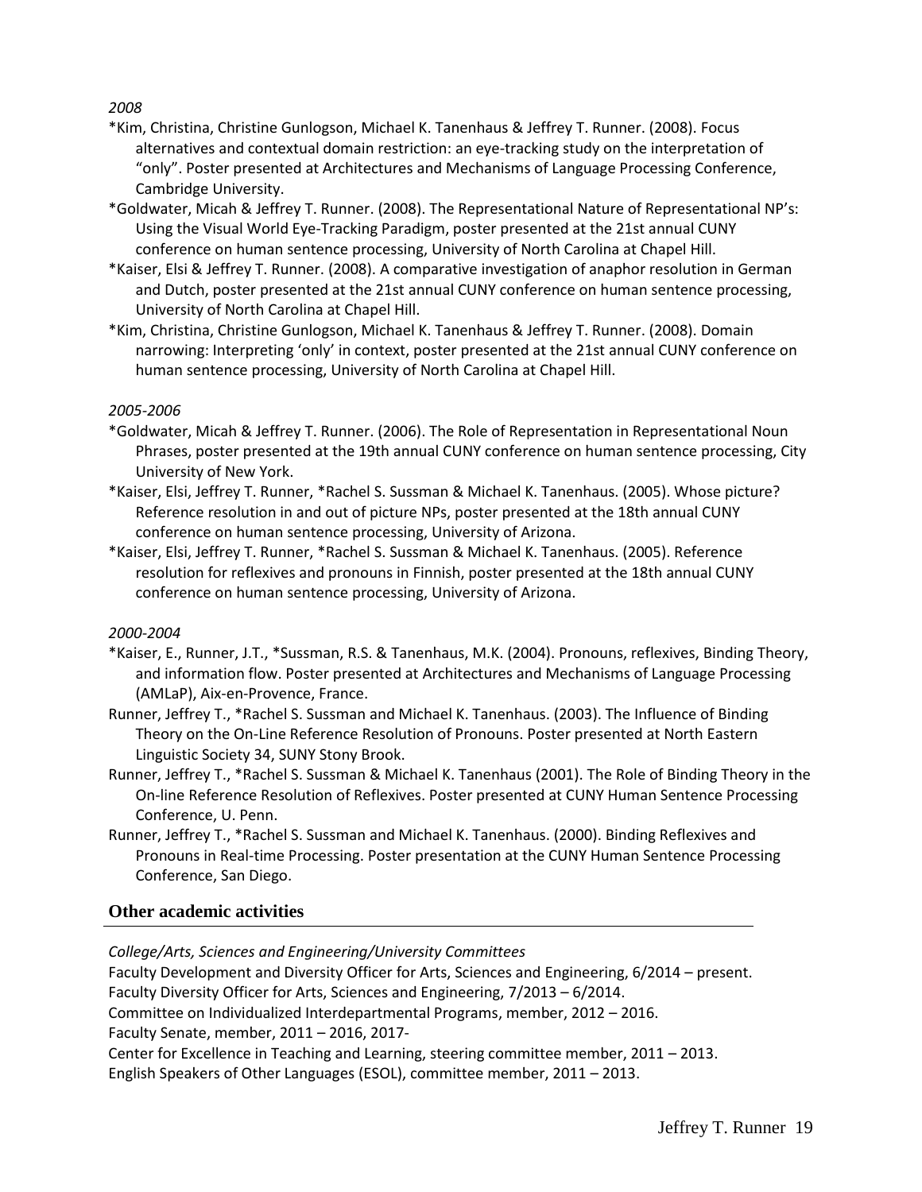*2008*

*Kim, Christina, Christine Gunlogson, Michael K. Tanenhaus & Jeffrey T. Runner. (2008). Focus alternatives and contextual domain restriction: an eye-tracking study on the interpretation of "only". Poster presented at Architectures and Mechanisms of Language Processing Conference, Cambridge University.

*Goldwater, Micah & Jeffrey T. Runner. (2008). The Representational Nature of Representational NP's: Using the Visual World Eye-Tracking Paradigm, poster presented at the 21st annual CUNY conference on human sentence processing, University of North Carolina at Chapel Hill.

*Kaiser, Elsi & Jeffrey T. Runner. (2008). A comparative investigation of anaphor resolution in German and Dutch, poster presented at the 21st annual CUNY conference on human sentence processing, University of North Carolina at Chapel Hill.

*Kim, Christina, Christine Gunlogson, Michael K. Tanenhaus & Jeffrey T. Runner. (2008). Domain narrowing: Interpreting 'only' in context, poster presented at the 21st annual CUNY conference on human sentence processing, University of North Carolina at Chapel Hill.

*2005-2006*

*Goldwater, Micah & Jeffrey T. Runner. (2006). The Role of Representation in Representational Noun Phrases, poster presented at the 19th annual CUNY conference on human sentence processing, City University of New York.

*Kaiser, Elsi, Jeffrey T. Runner, *Rachel S. Sussman & Michael K. Tanenhaus. (2005). Whose picture? Reference resolution in and out of picture NPs, poster presented at the 18th annual CUNY conference on human sentence processing, University of Arizona.

*Kaiser, Elsi, Jeffrey T. Runner, *Rachel S. Sussman & Michael K. Tanenhaus. (2005). Reference resolution for reflexives and pronouns in Finnish, poster presented at the 18th annual CUNY conference on human sentence processing, University of Arizona.

*2000-2004*

*Kaiser, E., Runner, J.T., *Sussman, R.S. & Tanenhaus, M.K. (2004). Pronouns, reflexives, Binding Theory, and information flow. Poster presented at Architectures and Mechanisms of Language Processing (AMLaP), Aix-en-Provence, France.

Runner, Jeffrey T., *Rachel S. Sussman and Michael K. Tanenhaus. (2003). The Influence of Binding Theory on the On-Line Reference Resolution of Pronouns. Poster presented at North Eastern Linguistic Society 34, SUNY Stony Brook.

Runner, Jeffrey T., *Rachel S. Sussman & Michael K. Tanenhaus (2001). The Role of Binding Theory in the On-line Reference Resolution of Reflexives. Poster presented at CUNY Human Sentence Processing Conference, U. Penn.

Runner, Jeffrey T., *Rachel S. Sussman and Michael K. Tanenhaus. (2000). Binding Reflexives and Pronouns in Real-time Processing. Poster presentation at the CUNY Human Sentence Processing Conference, San Diego.

## Other academic activities

*College/Arts, Sciences and Engineering/University Committees*

Faculty Development and Diversity Officer for Arts, Sciences and Engineering, 6/2014 – present.
Faculty Diversity Officer for Arts, Sciences and Engineering, 7/2013 – 6/2014.
Committee on Individualized Interdepartmental Programs, member, 2012 – 2016.
Faculty Senate, member, 2011 – 2016, 2017-
Center for Excellence in Teaching and Learning, steering committee member, 2011 – 2013.
English Speakers of Other Languages (ESOL), committee member, 2011 – 2013.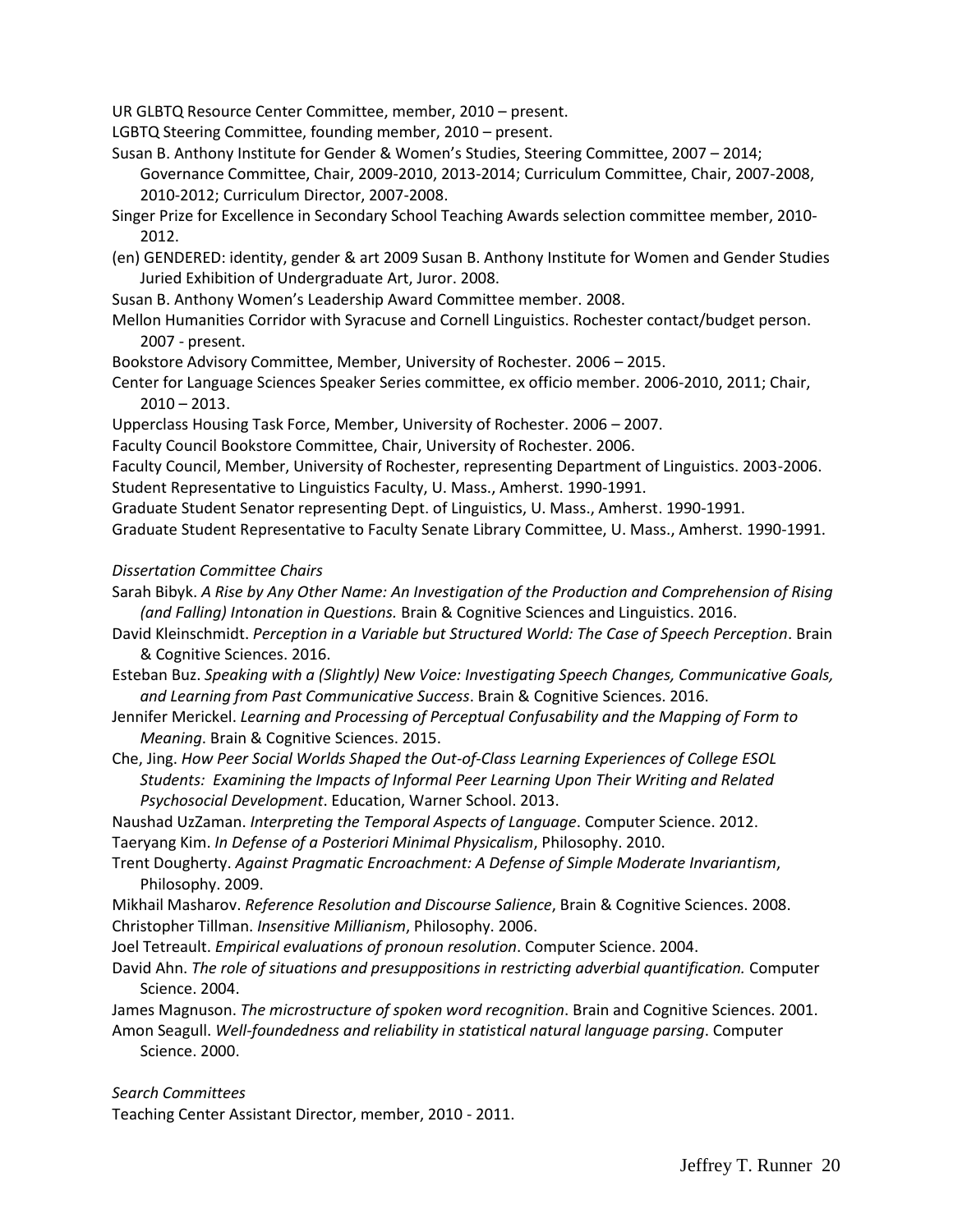UR GLBTQ Resource Center Committee, member, 2010 – present.

LGBTQ Steering Committee, founding member, 2010 – present.

Susan B. Anthony Institute for Gender & Women's Studies, Steering Committee, 2007 – 2014; Governance Committee, Chair, 2009-2010, 2013-2014; Curriculum Committee, Chair, 2007-2008, 2010-2012; Curriculum Director, 2007-2008.

Singer Prize for Excellence in Secondary School Teaching Awards selection committee member, 2010-2012.

(en) GENDERED: identity, gender & art 2009 Susan B. Anthony Institute for Women and Gender Studies Juried Exhibition of Undergraduate Art, Juror. 2008.

Susan B. Anthony Women's Leadership Award Committee member. 2008.

Mellon Humanities Corridor with Syracuse and Cornell Linguistics. Rochester contact/budget person. 2007 - present.

Bookstore Advisory Committee, Member, University of Rochester. 2006 – 2015.

Center for Language Sciences Speaker Series committee, ex officio member. 2006-2010, 2011; Chair, 2010 – 2013.

Upperclass Housing Task Force, Member, University of Rochester. 2006 – 2007.

Faculty Council Bookstore Committee, Chair, University of Rochester. 2006.

Faculty Council, Member, University of Rochester, representing Department of Linguistics. 2003-2006.

Student Representative to Linguistics Faculty, U. Mass., Amherst. 1990-1991.

Graduate Student Senator representing Dept. of Linguistics, U. Mass., Amherst. 1990-1991.

Graduate Student Representative to Faculty Senate Library Committee, U. Mass., Amherst. 1990-1991.

*Dissertation Committee Chairs*

Sarah Bibyk. *A Rise by Any Other Name: An Investigation of the Production and Comprehension of Rising (and Falling) Intonation in Questions.* Brain & Cognitive Sciences and Linguistics. 2016.

David Kleinschmidt. *Perception in a Variable but Structured World: The Case of Speech Perception*. Brain & Cognitive Sciences. 2016.

Esteban Buz. *Speaking with a (Slightly) New Voice: Investigating Speech Changes, Communicative Goals, and Learning from Past Communicative Success*. Brain & Cognitive Sciences. 2016.

Jennifer Merickel. *Learning and Processing of Perceptual Confusability and the Mapping of Form to Meaning*. Brain & Cognitive Sciences. 2015.

Che, Jing. *How Peer Social Worlds Shaped the Out-of-Class Learning Experiences of College ESOL Students: Examining the Impacts of Informal Peer Learning Upon Their Writing and Related Psychosocial Development*. Education, Warner School. 2013.

Naushad UzZaman. *Interpreting the Temporal Aspects of Language*. Computer Science. 2012.

Taeryang Kim. *In Defense of a Posteriori Minimal Physicalism*, Philosophy. 2010.

Trent Dougherty. *Against Pragmatic Encroachment: A Defense of Simple Moderate Invariantism*, Philosophy. 2009.

Mikhail Masharov. *Reference Resolution and Discourse Salience*, Brain & Cognitive Sciences. 2008.

Christopher Tillman. *Insensitive Millianism*, Philosophy. 2006.

Joel Tetreault. *Empirical evaluations of pronoun resolution*. Computer Science. 2004.

David Ahn. *The role of situations and presuppositions in restricting adverbial quantification.* Computer Science. 2004.

James Magnuson. *The microstructure of spoken word recognition*. Brain and Cognitive Sciences. 2001.

Amon Seagull. *Well-foundedness and reliability in statistical natural language parsing*. Computer Science. 2000.

*Search Committees*

Teaching Center Assistant Director, member, 2010 - 2011.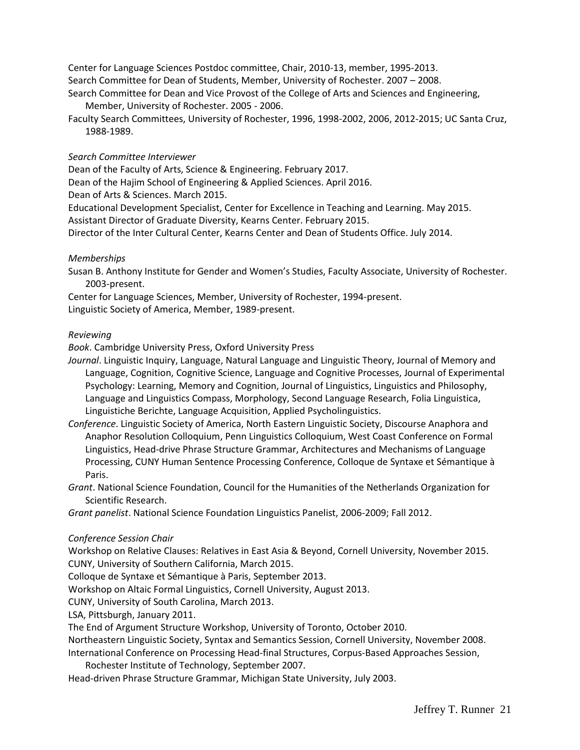Center for Language Sciences Postdoc committee, Chair, 2010-13, member, 1995-2013.

Search Committee for Dean of Students, Member, University of Rochester. 2007 – 2008.

Search Committee for Dean and Vice Provost of the College of Arts and Sciences and Engineering, Member, University of Rochester. 2005 - 2006.

Faculty Search Committees, University of Rochester, 1996, 1998-2002, 2006, 2012-2015; UC Santa Cruz, 1988-1989.

*Search Committee Interviewer*

Dean of the Faculty of Arts, Science & Engineering. February 2017.

Dean of the Hajim School of Engineering & Applied Sciences. April 2016.

Dean of Arts & Sciences. March 2015.

Educational Development Specialist, Center for Excellence in Teaching and Learning. May 2015.

Assistant Director of Graduate Diversity, Kearns Center. February 2015.

Director of the Inter Cultural Center, Kearns Center and Dean of Students Office. July 2014.

*Memberships*

Susan B. Anthony Institute for Gender and Women's Studies, Faculty Associate, University of Rochester. 2003-present.

Center for Language Sciences, Member, University of Rochester, 1994-present.

Linguistic Society of America, Member, 1989-present.

*Reviewing*

*Book*. Cambridge University Press, Oxford University Press

*Journal*. Linguistic Inquiry, Language, Natural Language and Linguistic Theory, Journal of Memory and Language, Cognition, Cognitive Science, Language and Cognitive Processes, Journal of Experimental Psychology: Learning, Memory and Cognition, Journal of Linguistics, Linguistics and Philosophy, Language and Linguistics Compass, Morphology, Second Language Research, Folia Linguistica, Linguistiche Berichte, Language Acquisition, Applied Psycholinguistics.

*Conference*. Linguistic Society of America, North Eastern Linguistic Society, Discourse Anaphora and Anaphor Resolution Colloquium, Penn Linguistics Colloquium, West Coast Conference on Formal Linguistics, Head-drive Phrase Structure Grammar, Architectures and Mechanisms of Language Processing, CUNY Human Sentence Processing Conference, Colloque de Syntaxe et Sémantique à Paris.

*Grant*. National Science Foundation, Council for the Humanities of the Netherlands Organization for Scientific Research.

*Grant panelist*. National Science Foundation Linguistics Panelist, 2006-2009; Fall 2012.

*Conference Session Chair*

Workshop on Relative Clauses: Relatives in East Asia & Beyond, Cornell University, November 2015.

CUNY, University of Southern California, March 2015.

Colloque de Syntaxe et Sémantique à Paris, September 2013.

Workshop on Altaic Formal Linguistics, Cornell University, August 2013.

CUNY, University of South Carolina, March 2013.

LSA, Pittsburgh, January 2011.

The End of Argument Structure Workshop, University of Toronto, October 2010.

Northeastern Linguistic Society, Syntax and Semantics Session, Cornell University, November 2008.

International Conference on Processing Head-final Structures, Corpus-Based Approaches Session, Rochester Institute of Technology, September 2007.

Head-driven Phrase Structure Grammar, Michigan State University, July 2003.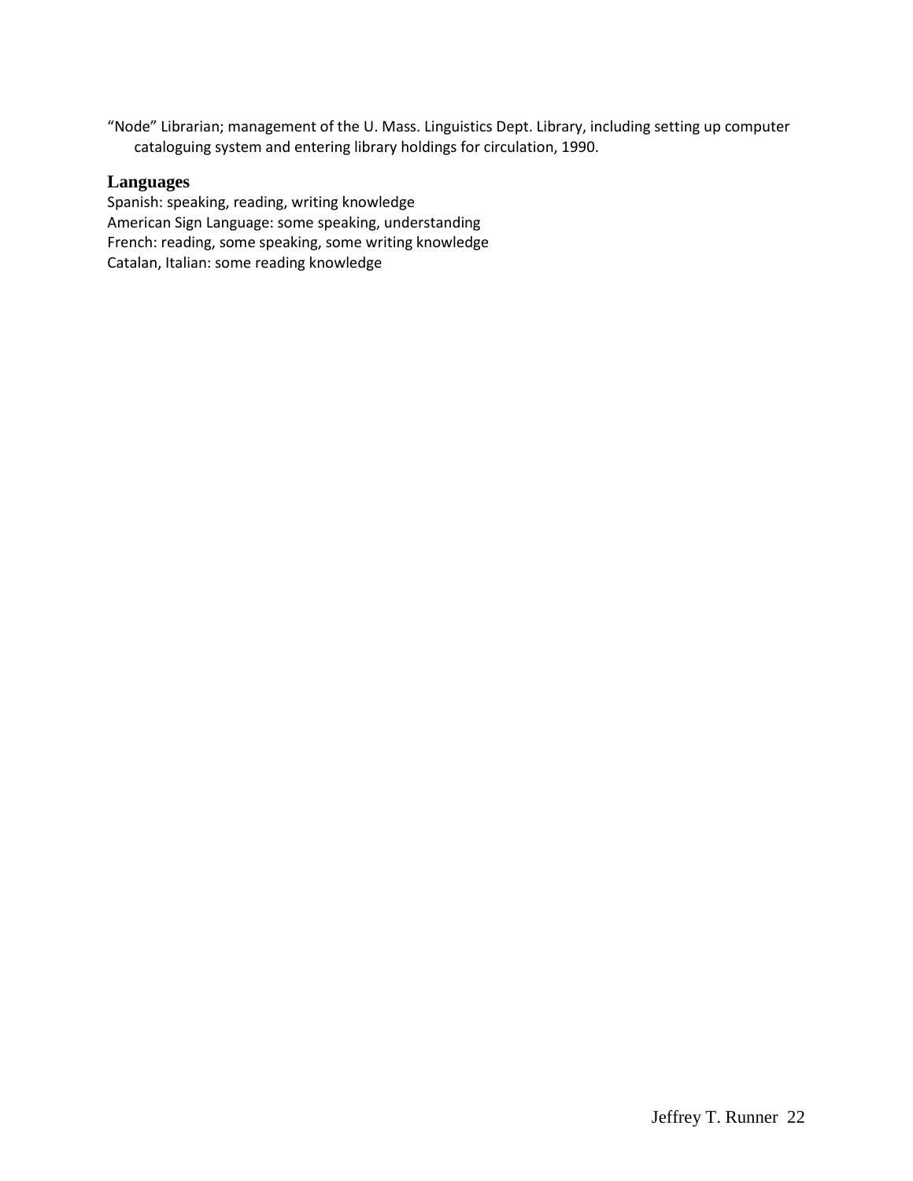"Node" Librarian; management of the U. Mass. Linguistics Dept. Library, including setting up computer cataloguing system and entering library holdings for circulation, 1990.

## Languages

Spanish: speaking, reading, writing knowledge
American Sign Language: some speaking, understanding
French: reading, some speaking, some writing knowledge
Catalan, Italian: some reading knowledge